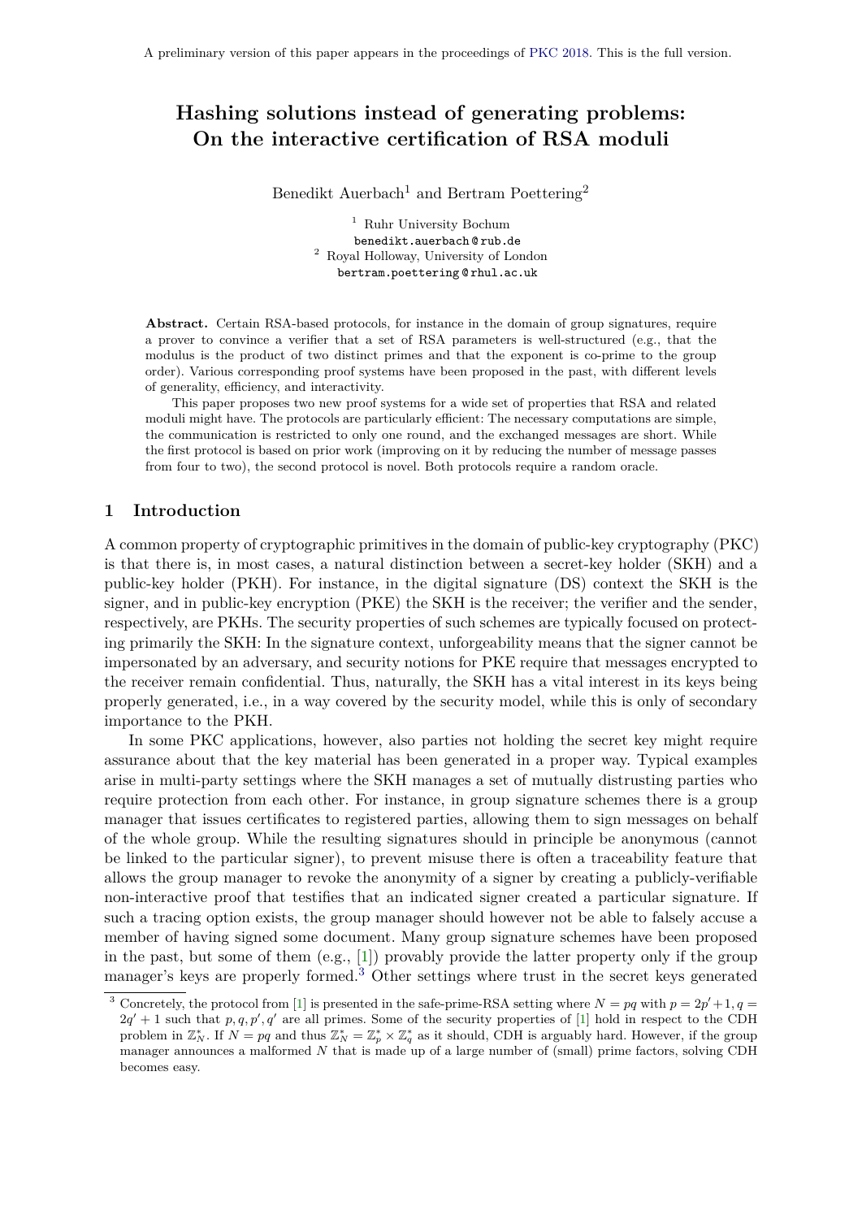A preliminary version of this paper appears in the proceedings of PKC 2018. This is the full version.

# Hashing solutions instead of generating problems: On the interactive certification of RSA moduli

Benedikt Auerbach[1] and Bertram Poettering[2]

[1] Ruhr University Bochum
benedikt.auerbach@rub.de

[2] Royal Holloway, University of London
bertram.poettering@rhul.ac.uk

**Abstract.** Certain RSA-based protocols, for instance in the domain of group signatures, require a prover to convince a verifier that a set of RSA parameters is well-structured (e.g., that the modulus is the product of two distinct primes and that the exponent is co-prime to the group order). Various corresponding proof systems have been proposed in the past, with different levels of generality, efficiency, and interactivity.

This paper proposes two new proof systems for a wide set of properties that RSA and related moduli might have. The protocols are particularly efficient: The necessary computations are simple, the communication is restricted to only one round, and the exchanged messages are short. While the first protocol is based on prior work (improving on it by reducing the number of message passes from four to two), the second protocol is novel. Both protocols require a random oracle.

## 1 Introduction

A common property of cryptographic primitives in the domain of public-key cryptography (PKC) is that there is, in most cases, a natural distinction between a secret-key holder (SKH) and a public-key holder (PKH). For instance, in the digital signature (DS) context the SKH is the signer, and in public-key encryption (PKE) the SKH is the receiver; the verifier and the sender, respectively, are PKHs. The security properties of such schemes are typically focused on protecting primarily the SKH: In the signature context, unforgeability means that the signer cannot be impersonated by an adversary, and security notions for PKE require that messages encrypted to the receiver remain confidential. Thus, naturally, the SKH has a vital interest in its keys being properly generated, i.e., in a way covered by the security model, while this is only of secondary importance to the PKH.

In some PKC applications, however, also parties not holding the secret key might require assurance about that the key material has been generated in a proper way. Typical examples arise in multi-party settings where the SKH manages a set of mutually distrusting parties who require protection from each other. For instance, in group signature schemes there is a group manager that issues certificates to registered parties, allowing them to sign messages on behalf of the whole group. While the resulting signatures should in principle be anonymous (cannot be linked to the particular signer), to prevent misuse there is often a traceability feature that allows the group manager to revoke the anonymity of a signer by creating a publicly-verifiable non-interactive proof that testifies that an indicated signer created a particular signature. If such a tracing option exists, the group manager should however not be able to falsely accuse a member of having signed some document. Many group signature schemes have been proposed in the past, but some of them (e.g., [1]) provably provide the latter property only if the group manager's keys are properly formed.[3] Other settings where trust in the secret keys generated

[3] Concretely, the protocol from [1] is presented in the safe-prime-RSA setting where $N = pq$ with $p = 2p' + 1, q = 2q' + 1$ such that $p, q, p', q'$ are all primes. Some of the security properties of [1] hold in respect to the CDH problem in $\mathbb{Z}_N^*$. If $N = pq$ and thus $\mathbb{Z}_N^* = \mathbb{Z}_p^* \times \mathbb{Z}_q^*$ as it should, CDH is arguably hard. However, if the group manager announces a malformed $N$ that is made up of a large number of (small) prime factors, solving CDH becomes easy.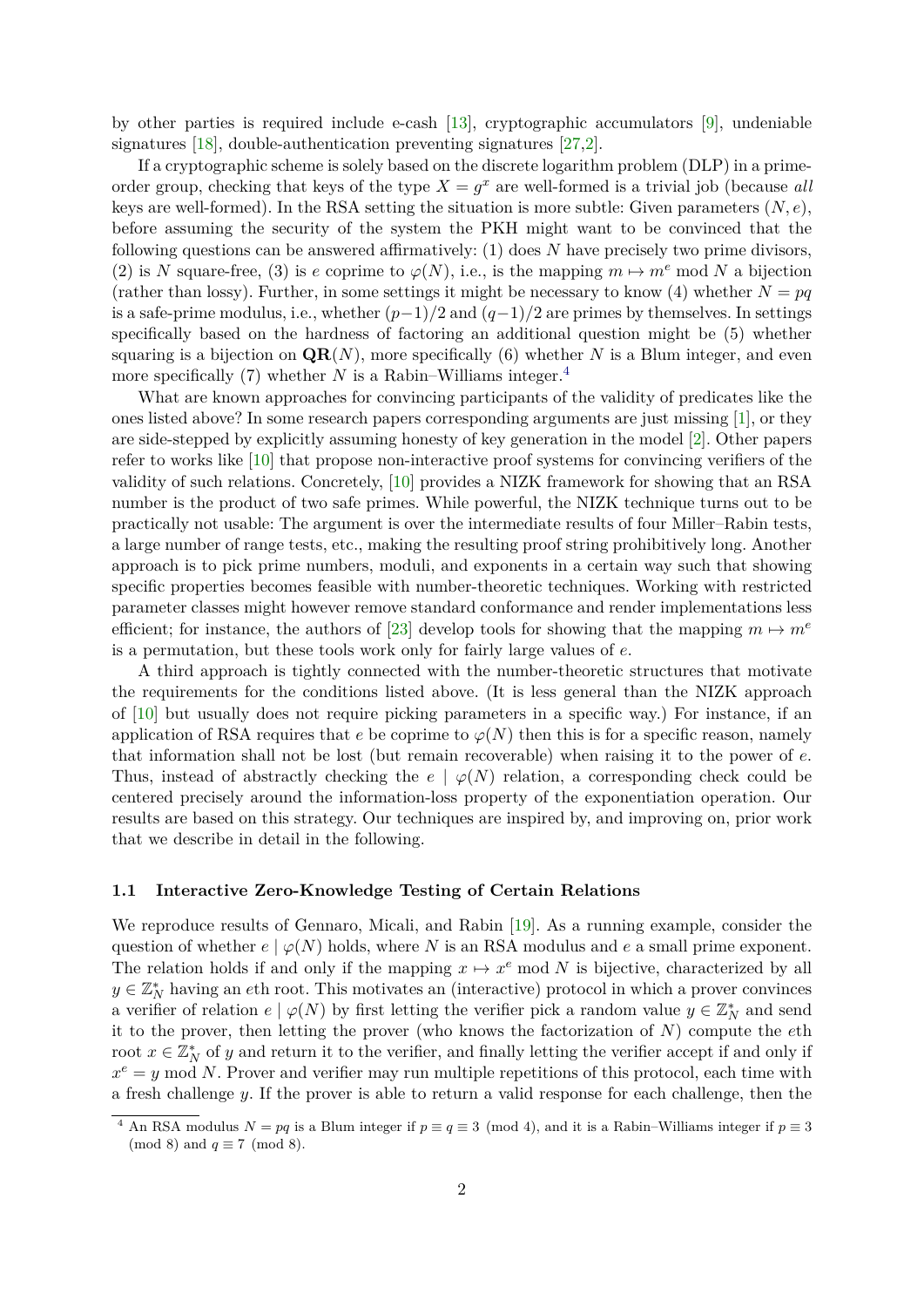by other parties is required include e-cash [13], cryptographic accumulators [9], undeniable signatures [18], double-authentication preventing signatures [27,2].

If a cryptographic scheme is solely based on the discrete logarithm problem (DLP) in a prime-order group, checking that keys of the type $X = g^x$ are well-formed is a trivial job (because *all* keys are well-formed). In the RSA setting the situation is more subtle: Given parameters $(N, e)$, before assuming the security of the system the PKH might want to be convinced that the following questions can be answered affirmatively: (1) does $N$ have precisely two prime divisors, (2) is $N$ square-free, (3) is $e$ coprime to $\varphi(N)$, i.e., is the mapping $m \mapsto m^e \bmod N$ a bijection (rather than lossy). Further, in some settings it might be necessary to know (4) whether $N = pq$ is a safe-prime modulus, i.e., whether $(p-1)/2$ and $(q-1)/2$ are primes by themselves. In settings specifically based on the hardness of factoring an additional question might be (5) whether squaring is a bijection on $\mathbf{QR}(N)$, more specifically (6) whether $N$ is a Blum integer, and even more specifically (7) whether $N$ is a Rabin–Williams integer.[4]

What are known approaches for convincing participants of the validity of predicates like the ones listed above? In some research papers corresponding arguments are just missing [1], or they are side-stepped by explicitly assuming honesty of key generation in the model [2]. Other papers refer to works like [10] that propose non-interactive proof systems for convincing verifiers of the validity of such relations. Concretely, [10] provides a NIZK framework for showing that an RSA number is the product of two safe primes. While powerful, the NIZK technique turns out to be practically not usable: The argument is over the intermediate results of four Miller–Rabin tests, a large number of range tests, etc., making the resulting proof string prohibitively long. Another approach is to pick prime numbers, moduli, and exponents in a certain way such that showing specific properties becomes feasible with number-theoretic techniques. Working with restricted parameter classes might however remove standard conformance and render implementations less efficient; for instance, the authors of [23] develop tools for showing that the mapping $m \mapsto m^e$ is a permutation, but these tools work only for fairly large values of $e$.

A third approach is tightly connected with the number-theoretic structures that motivate the requirements for the conditions listed above. (It is less general than the NIZK approach of [10] but usually does not require picking parameters in a specific way.) For instance, if an application of RSA requires that $e$ be coprime to $\varphi(N)$ then this is for a specific reason, namely that information shall not be lost (but remain recoverable) when raising it to the power of $e$. Thus, instead of abstractly checking the $e \mid \varphi(N)$ relation, a corresponding check could be centered precisely around the information-loss property of the exponentiation operation. Our results are based on this strategy. Our techniques are inspired by, and improving on, prior work that we describe in detail in the following.

### 1.1 Interactive Zero-Knowledge Testing of Certain Relations

We reproduce results of Gennaro, Micali, and Rabin [19]. As a running example, consider the question of whether $e \mid \varphi(N)$ holds, where $N$ is an RSA modulus and $e$ a small prime exponent. The relation holds if and only if the mapping $x \mapsto x^e \bmod N$ is bijective, characterized by all $y \in \mathbb{Z}_N^*$ having an $e$th root. This motivates an (interactive) protocol in which a prover convinces a verifier of relation $e \mid \varphi(N)$ by first letting the verifier pick a random value $y \in \mathbb{Z}_N^*$ and send it to the prover, then letting the prover (who knows the factorization of $N$) compute the $e$th root $x \in \mathbb{Z}_N^*$ of $y$ and return it to the verifier, and finally letting the verifier accept if and only if $x^e = y \bmod N$. Prover and verifier may run multiple repetitions of this protocol, each time with a fresh challenge $y$. If the prover is able to return a valid response for each challenge, then the

[4] An RSA modulus $N = pq$ is a Blum integer if $p \equiv q \equiv 3 \pmod 4$, and it is a Rabin–Williams integer if $p \equiv 3 \pmod 8$ and $q \equiv 7 \pmod 8$.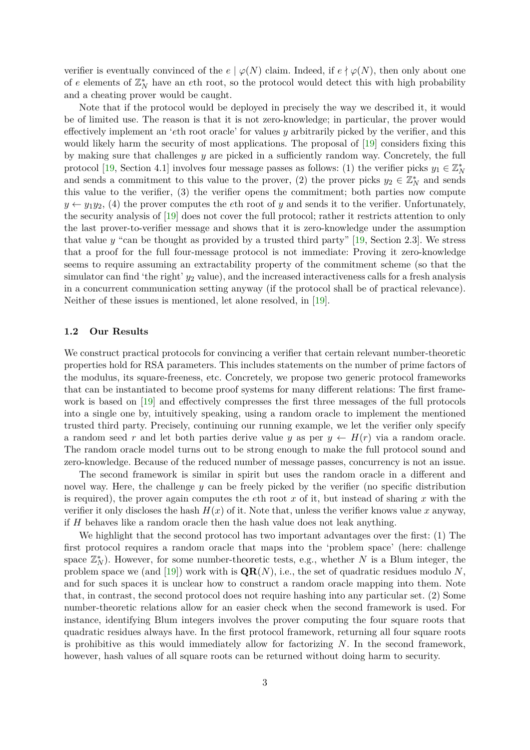verifier is eventually convinced of the $e \mid \varphi(N)$ claim. Indeed, if $e \nmid \varphi(N)$, then only about one of $e$ elements of $\mathbb{Z}_N^*$ have an $e$th root, so the protocol would detect this with high probability and a cheating prover would be caught.

Note that if the protocol would be deployed in precisely the way we described it, it would be of limited use. The reason is that it is not zero-knowledge; in particular, the prover would effectively implement an '$e$th root oracle' for values $y$ arbitrarily picked by the verifier, and this would likely harm the security of most applications. The proposal of [19] considers fixing this by making sure that challenges $y$ are picked in a sufficiently random way. Concretely, the full protocol [19, Section 4.1] involves four message passes as follows: (1) the verifier picks $y_1 \in \mathbb{Z}_N^*$ and sends a commitment to this value to the prover, (2) the prover picks $y_2 \in \mathbb{Z}_N^*$ and sends this value to the verifier, (3) the verifier opens the commitment; both parties now compute $y \leftarrow y_1 y_2$, (4) the prover computes the $e$th root of $y$ and sends it to the verifier. Unfortunately, the security analysis of [19] does not cover the full protocol; rather it restricts attention to only the last prover-to-verifier message and shows that it is zero-knowledge under the assumption that value $y$ "can be thought as provided by a trusted third party" [19, Section 2.3]. We stress that a proof for the full four-message protocol is not immediate: Proving it zero-knowledge seems to require assuming an extractability property of the commitment scheme (so that the simulator can find 'the right' $y_2$ value), and the increased interactiveness calls for a fresh analysis in a concurrent communication setting anyway (if the protocol shall be of practical relevance). Neither of these issues is mentioned, let alone resolved, in [19].

### 1.2 Our Results

We construct practical protocols for convincing a verifier that certain relevant number-theoretic properties hold for RSA parameters. This includes statements on the number of prime factors of the modulus, its square-freeness, etc. Concretely, we propose two generic protocol frameworks that can be instantiated to become proof systems for many different relations: The first framework is based on [19] and effectively compresses the first three messages of the full protocols into a single one by, intuitively speaking, using a random oracle to implement the mentioned trusted third party. Precisely, continuing our running example, we let the verifier only specify a random seed $r$ and let both parties derive value $y$ as per $y \leftarrow H(r)$ via a random oracle. The random oracle model turns out to be strong enough to make the full protocol sound and zero-knowledge. Because of the reduced number of message passes, concurrency is not an issue.

The second framework is similar in spirit but uses the random oracle in a different and novel way. Here, the challenge $y$ can be freely picked by the verifier (no specific distribution is required), the prover again computes the $e$th root $x$ of it, but instead of sharing $x$ with the verifier it only discloses the hash $H(x)$ of it. Note that, unless the verifier knows value $x$ anyway, if $H$ behaves like a random oracle then the hash value does not leak anything.

We highlight that the second protocol has two important advantages over the first: (1) The first protocol requires a random oracle that maps into the 'problem space' (here: challenge space $\mathbb{Z}_N^*$). However, for some number-theoretic tests, e.g., whether $N$ is a Blum integer, the problem space we (and [19]) work with is $\mathbf{QR}(N)$, i.e., the set of quadratic residues modulo $N$, and for such spaces it is unclear how to construct a random oracle mapping into them. Note that, in contrast, the second protocol does not require hashing into any particular set. (2) Some number-theoretic relations allow for an easier check when the second framework is used. For instance, identifying Blum integers involves the prover computing the four square roots that quadratic residues always have. In the first protocol framework, returning all four square roots is prohibitive as this would immediately allow for factorizing $N$. In the second framework, however, hash values of all square roots can be returned without doing harm to security.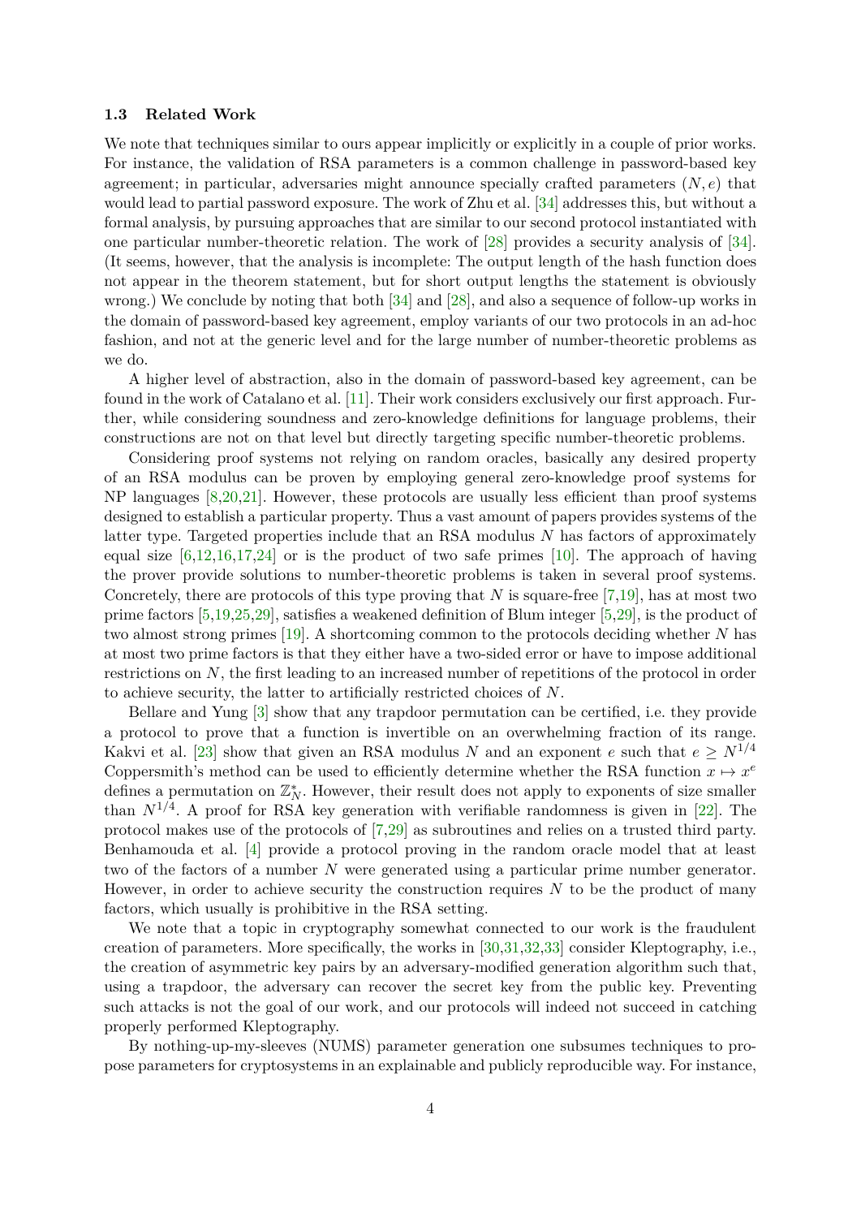### 1.3 Related Work

We note that techniques similar to ours appear implicitly or explicitly in a couple of prior works. For instance, the validation of RSA parameters is a common challenge in password-based key agreement; in particular, adversaries might announce specially crafted parameters $(N, e)$ that would lead to partial password exposure. The work of Zhu et al. [34] addresses this, but without a formal analysis, by pursuing approaches that are similar to our second protocol instantiated with one particular number-theoretic relation. The work of [28] provides a security analysis of [34]. (It seems, however, that the analysis is incomplete: The output length of the hash function does not appear in the theorem statement, but for short output lengths the statement is obviously wrong.) We conclude by noting that both [34] and [28], and also a sequence of follow-up works in the domain of password-based key agreement, employ variants of our two protocols in an ad-hoc fashion, and not at the generic level and for the large number of number-theoretic problems as we do.

A higher level of abstraction, also in the domain of password-based key agreement, can be found in the work of Catalano et al. [11]. Their work considers exclusively our first approach. Further, while considering soundness and zero-knowledge definitions for language problems, their constructions are not on that level but directly targeting specific number-theoretic problems.

Considering proof systems not relying on random oracles, basically any desired property of an RSA modulus can be proven by employing general zero-knowledge proof systems for NP languages [8,20,21]. However, these protocols are usually less efficient than proof systems designed to establish a particular property. Thus a vast amount of papers provides systems of the latter type. Targeted properties include that an RSA modulus $N$ has factors of approximately equal size [6,12,16,17,24] or is the product of two safe primes [10]. The approach of having the prover provide solutions to number-theoretic problems is taken in several proof systems. Concretely, there are protocols of this type proving that $N$ is square-free [7,19], has at most two prime factors [5,19,25,29], satisfies a weakened definition of Blum integer [5,29], is the product of two almost strong primes [19]. A shortcoming common to the protocols deciding whether $N$ has at most two prime factors is that they either have a two-sided error or have to impose additional restrictions on $N$, the first leading to an increased number of repetitions of the protocol in order to achieve security, the latter to artificially restricted choices of $N$.

Bellare and Yung [3] show that any trapdoor permutation can be certified, i.e. they provide a protocol to prove that a function is invertible on an overwhelming fraction of its range. Kakvi et al. [23] show that given an RSA modulus $N$ and an exponent $e$ such that $e \geq N^{1/4}$ Coppersmith's method can be used to efficiently determine whether the RSA function $x \mapsto x^e$ defines a permutation on $\mathbb{Z}_N^*$. However, their result does not apply to exponents of size smaller than $N^{1/4}$. A proof for RSA key generation with verifiable randomness is given in [22]. The protocol makes use of the protocols of [7,29] as subroutines and relies on a trusted third party. Benhamouda et al. [4] provide a protocol proving in the random oracle model that at least two of the factors of a number $N$ were generated using a particular prime number generator. However, in order to achieve security the construction requires $N$ to be the product of many factors, which usually is prohibitive in the RSA setting.

We note that a topic in cryptography somewhat connected to our work is the fraudulent creation of parameters. More specifically, the works in [30,31,32,33] consider Kleptography, i.e., the creation of asymmetric key pairs by an adversary-modified generation algorithm such that, using a trapdoor, the adversary can recover the secret key from the public key. Preventing such attacks is not the goal of our work, and our protocols will indeed not succeed in catching properly performed Kleptography.

By nothing-up-my-sleeves (NUMS) parameter generation one subsumes techniques to propose parameters for cryptosystems in an explainable and publicly reproducible way. For instance,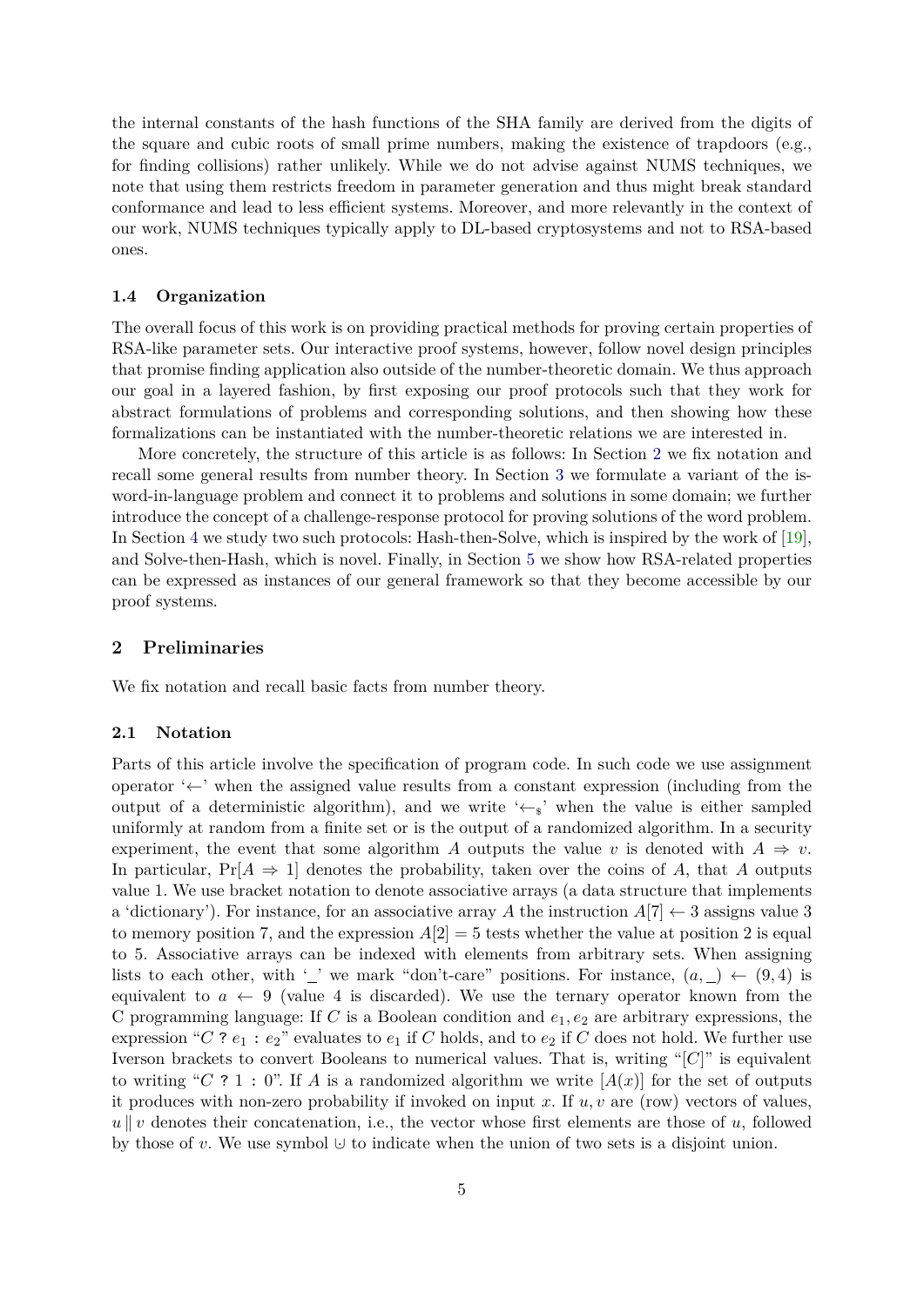the internal constants of the hash functions of the SHA family are derived from the digits of the square and cubic roots of small prime numbers, making the existence of trapdoors (e.g., for finding collisions) rather unlikely. While we do not advise against NUMS techniques, we note that using them restricts freedom in parameter generation and thus might break standard conformance and lead to less efficient systems. Moreover, and more relevantly in the context of our work, NUMS techniques typically apply to DL-based cryptosystems and not to RSA-based ones.

### 1.4 Organization

The overall focus of this work is on providing practical methods for proving certain properties of RSA-like parameter sets. Our interactive proof systems, however, follow novel design principles that promise finding application also outside of the number-theoretic domain. We thus approach our goal in a layered fashion, by first exposing our proof protocols such that they work for abstract formulations of problems and corresponding solutions, and then showing how these formalizations can be instantiated with the number-theoretic relations we are interested in.

More concretely, the structure of this article is as follows: In Section 2 we fix notation and recall some general results from number theory. In Section 3 we formulate a variant of the is-word-in-language problem and connect it to problems and solutions in some domain; we further introduce the concept of a challenge-response protocol for proving solutions of the word problem. In Section 4 we study two such protocols: Hash-then-Solve, which is inspired by the work of [19], and Solve-then-Hash, which is novel. Finally, in Section 5 we show how RSA-related properties can be expressed as instances of our general framework so that they become accessible by our proof systems.

## 2 Preliminaries

We fix notation and recall basic facts from number theory.

### 2.1 Notation

Parts of this article involve the specification of program code. In such code we use assignment operator '$\leftarrow$' when the assigned value results from a constant expression (including from the output of a deterministic algorithm), and we write '$\leftarrow_{\$}$' when the value is either sampled uniformly at random from a finite set or is the output of a randomized algorithm. In a security experiment, the event that some algorithm $A$ outputs the value $v$ is denoted with $A \Rightarrow v$. In particular, $\Pr[A \Rightarrow 1]$ denotes the probability, taken over the coins of $A$, that $A$ outputs value 1. We use bracket notation to denote associative arrays (a data structure that implements a 'dictionary'). For instance, for an associative array $A$ the instruction $A[7] \leftarrow 3$ assigns value 3 to memory position 7, and the expression $A[2] = 5$ tests whether the value at position 2 is equal to 5. Associative arrays can be indexed with elements from arbitrary sets. When assigning lists to each other, with '_' we mark "don't-care" positions. For instance, $(a, \_) \leftarrow (9, 4)$ is equivalent to $a \leftarrow 9$ (value 4 is discarded). We use the ternary operator known from the C programming language: If $C$ is a Boolean condition and $e_1, e_2$ are arbitrary expressions, the expression "$C$ ? $e_1$ : $e_2$" evaluates to $e_1$ if $C$ holds, and to $e_2$ if $C$ does not hold. We further use Iverson brackets to convert Booleans to numerical values. That is, writing "$[C]$" is equivalent to writing "$C$ ? 1 : 0". If $A$ is a randomized algorithm we write $[A(x)]$ for the set of outputs it produces with non-zero probability if invoked on input $x$. If $u, v$ are (row) vectors of values, $u \,\|\, v$ denotes their concatenation, i.e., the vector whose first elements are those of $u$, followed by those of $v$. We use symbol $\cup$ to indicate when the union of two sets is a disjoint union.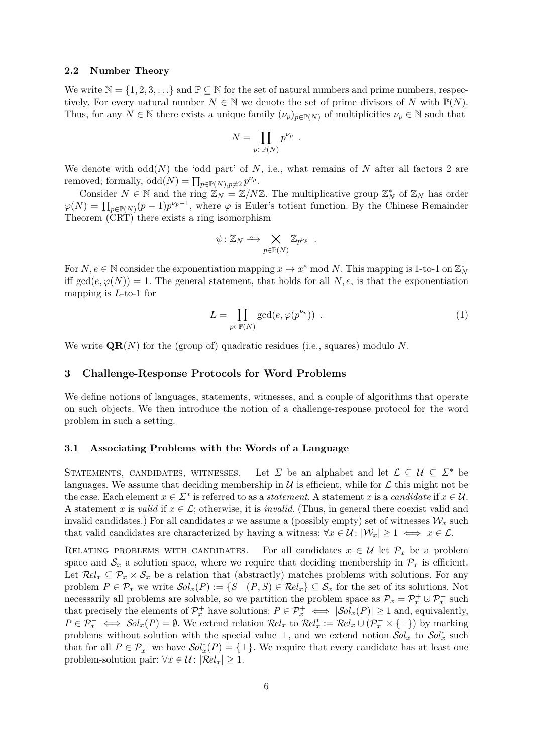### 2.2 Number Theory

We write $\mathbb{N} = \{1, 2, 3, \ldots\}$ and $\mathbb{P} \subseteq \mathbb{N}$ for the set of natural numbers and prime numbers, respectively. For every natural number $N \in \mathbb{N}$ we denote the set of prime divisors of $N$ with $\mathbb{P}(N)$. Thus, for any $N \in \mathbb{N}$ there exists a unique family $(\nu_p)_{p \in \mathbb{P}(N)}$ of multiplicities $\nu_p \in \mathbb{N}$ such that

$$N = \prod_{p \in \mathbb{P}(N)} p^{\nu_p} \ .$$

We denote with $\operatorname{odd}(N)$ the 'odd part' of $N$, i.e., what remains of $N$ after all factors 2 are removed; formally, $\operatorname{odd}(N) = \prod_{p \in \mathbb{P}(N), p \neq 2} p^{\nu_p}$.

Consider $N \in \mathbb{N}$ and the ring $\mathbb{Z}_N = \mathbb{Z}/N\mathbb{Z}$. The multiplicative group $\mathbb{Z}_N^*$ of $\mathbb{Z}_N$ has order $\varphi(N) = \prod_{p \in \mathbb{P}(N)} (p-1)p^{\nu_p - 1}$, where $\varphi$ is Euler's totient function. By the Chinese Remainder Theorem (CRT) there exists a ring isomorphism

$$\psi \colon \mathbb{Z}_N \xrightarrow{\sim} \bigtimes_{p \in \mathbb{P}(N)} \mathbb{Z}_{p^{\nu_p}} \ .$$

For $N, e \in \mathbb{N}$ consider the exponentiation mapping $x \mapsto x^e \bmod N$. This mapping is 1-to-1 on $\mathbb{Z}_N^*$ iff $\gcd(e, \varphi(N)) = 1$. The general statement, that holds for all $N, e$, is that the exponentiation mapping is $L$-to-1 for

$$L = \prod_{p \in \mathbb{P}(N)} \gcd(e, \varphi(p^{\nu_p})) \ . \tag{1}$$

We write $\mathbf{QR}(N)$ for the (group of) quadratic residues (i.e., squares) modulo $N$.

## 3 Challenge-Response Protocols for Word Problems

We define notions of languages, statements, witnesses, and a couple of algorithms that operate on such objects. We then introduce the notion of a challenge-response protocol for the word problem in such a setting.

### 3.1 Associating Problems with the Words of a Language

Statements, candidates, witnesses. Let $\Sigma$ be an alphabet and let $\mathcal{L} \subseteq \mathcal{U} \subseteq \Sigma^*$ be languages. We assume that deciding membership in $\mathcal{U}$ is efficient, while for $\mathcal{L}$ this might not be the case. Each element $x \in \Sigma^*$ is referred to as a *statement*. A statement $x$ is a *candidate* if $x \in \mathcal{U}$. A statement $x$ is *valid* if $x \in \mathcal{L}$; otherwise, it is *invalid*. (Thus, in general there coexist valid and invalid candidates.) For all candidates $x$ we assume a (possibly empty) set of witnesses $\mathcal{W}_x$ such that valid candidates are characterized by having a witness: $\forall x \in \mathcal{U} \colon |\mathcal{W}_x| \geq 1 \iff x \in \mathcal{L}$.

Relating problems with candidates. For all candidates $x \in \mathcal{U}$ let $\mathcal{P}_x$ be a problem space and $\mathcal{S}_x$ a solution space, where we require that deciding membership in $\mathcal{P}_x$ is efficient. Let $\mathcal{R}el_x \subseteq \mathcal{P}_x \times \mathcal{S}_x$ be a relation that (abstractly) matches problems with solutions. For any problem $P \in \mathcal{P}_x$ we write $\mathcal{S}ol_x(P) := \{S \mid (P, S) \in \mathcal{R}el_x\} \subseteq \mathcal{S}_x$ for the set of its solutions. Not necessarily all problems are solvable, so we partition the problem space as $\mathcal{P}_x = \mathcal{P}_x^+ \cup \mathcal{P}_x^-$ such that precisely the elements of $\mathcal{P}_x^+$ have solutions: $P \in \mathcal{P}_x^+ \iff |\mathcal{S}ol_x(P)| \geq 1$ and, equivalently, $P \in \mathcal{P}_x^- \iff \mathcal{S}ol_x(P) = \emptyset$. We extend relation $\mathcal{R}el_x$ to $\mathcal{R}el_x^* := \mathcal{R}el_x \cup (\mathcal{P}_x^- \times \{\bot\})$ by marking problems without solution with the special value $\bot$, and we extend notion $\mathcal{S}ol_x$ to $\mathcal{S}ol_x^*$ such that for all $P \in \mathcal{P}_x^-$ we have $\mathcal{S}ol_x^*(P) = \{\bot\}$. We require that every candidate has at least one problem-solution pair: $\forall x \in \mathcal{U} \colon |\mathcal{R}el_x| \geq 1$.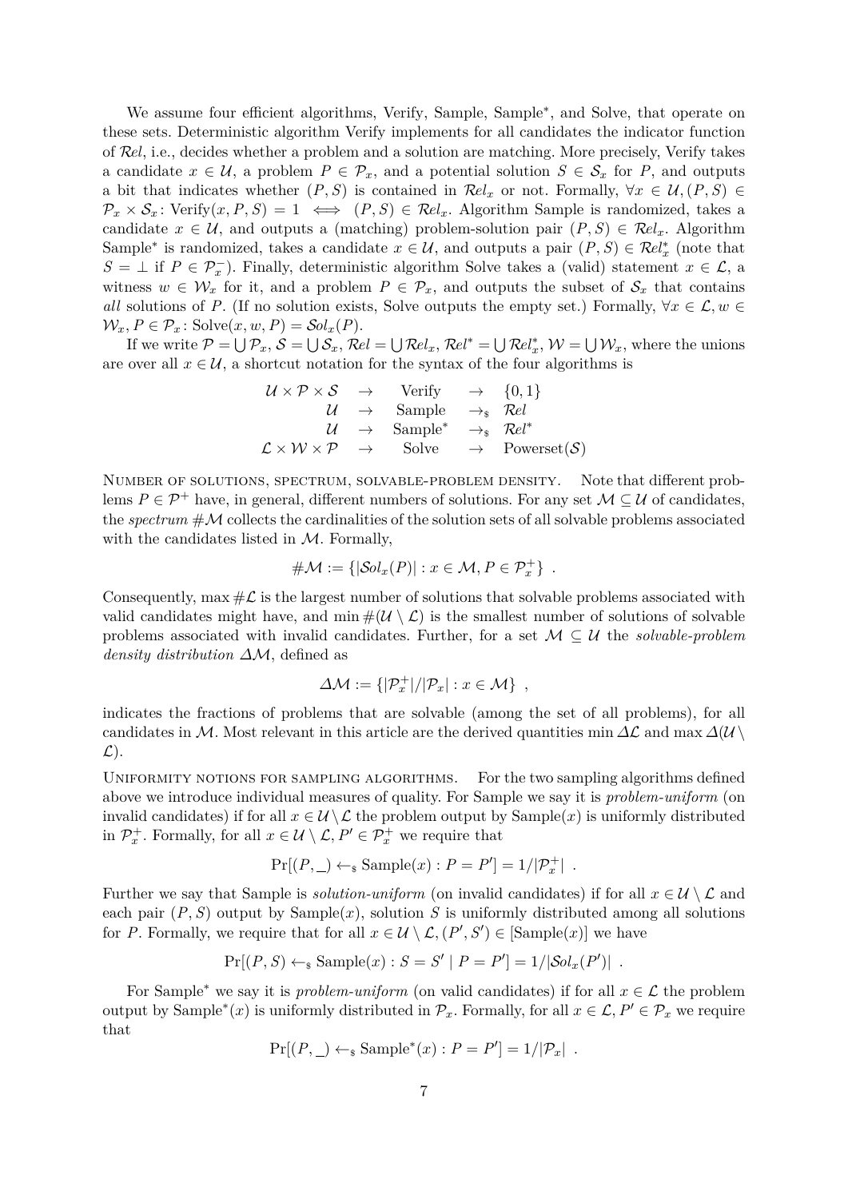We assume four efficient algorithms, Verify, Sample, Sample$^*$, and Solve, that operate on these sets. Deterministic algorithm Verify implements for all candidates the indicator function of $\mathcal{R}el$, i.e., decides whether a problem and a solution are matching. More precisely, Verify takes a candidate $x \in \mathcal{U}$, a problem $P \in \mathcal{P}_x$, and a potential solution $S \in \mathcal{S}_x$ for $P$, and outputs a bit that indicates whether $(P, S)$ is contained in $\mathcal{R}el_x$ or not. Formally, $\forall x \in \mathcal{U}, (P, S) \in \mathcal{P}_x \times \mathcal{S}_x \colon \mathrm{Verify}(x, P, S) = 1 \iff (P, S) \in \mathcal{R}el_x$. Algorithm Sample is randomized, takes a candidate $x \in \mathcal{U}$, and outputs a (matching) problem-solution pair $(P, S) \in \mathcal{R}el_x$. Algorithm Sample$^*$ is randomized, takes a candidate $x \in \mathcal{U}$, and outputs a pair $(P, S) \in \mathcal{R}el^*_x$ (note that $S = \bot$ if $P \in \mathcal{P}^-_x$). Finally, deterministic algorithm Solve takes a (valid) statement $x \in \mathcal{L}$, a witness $w \in \mathcal{W}_x$ for it, and a problem $P \in \mathcal{P}_x$, and outputs the subset of $\mathcal{S}_x$ that contains *all* solutions of $P$. (If no solution exists, Solve outputs the empty set.) Formally, $\forall x \in \mathcal{L}, w \in \mathcal{W}_x, P \in \mathcal{P}_x \colon \mathrm{Solve}(x, w, P) = \mathcal{S}ol_x(P)$.

If we write $\mathcal{P} = \bigcup \mathcal{P}_x$, $\mathcal{S} = \bigcup \mathcal{S}_x$, $\mathcal{R}el = \bigcup \mathcal{R}el_x$, $\mathcal{R}el^* = \bigcup \mathcal{R}el^*_x$, $\mathcal{W} = \bigcup \mathcal{W}_x$, where the unions are over all $x \in \mathcal{U}$, a shortcut notation for the syntax of the four algorithms is

$$
\begin{array}{rclcl}
\mathcal{U} \times \mathcal{P} \times \mathcal{S} & \rightarrow & \text{Verify} & \rightarrow & \{0,1\} \\
\mathcal{U} & \rightarrow & \text{Sample} & \rightarrow_\$ & \mathcal{R}el \\
\mathcal{U} & \rightarrow & \text{Sample}^* & \rightarrow_\$ & \mathcal{R}el^* \\
\mathcal{L} \times \mathcal{W} \times \mathcal{P} & \rightarrow & \text{Solve} & \rightarrow & \text{Powerset}(\mathcal{S})
\end{array}
$$

Number of solutions, spectrum, solvable-problem density. Note that different problems $P \in \mathcal{P}^+$ have, in general, different numbers of solutions. For any set $\mathcal{M} \subseteq \mathcal{U}$ of candidates, the *spectrum* $\#\mathcal{M}$ collects the cardinalities of the solution sets of all solvable problems associated with the candidates listed in $\mathcal{M}$. Formally,

$$\#\mathcal{M} := \{|\mathcal{S}ol_x(P)| : x \in \mathcal{M}, P \in \mathcal{P}^+_x\} \ .$$

Consequently, $\max \#\mathcal{L}$ is the largest number of solutions that solvable problems associated with valid candidates might have, and $\min \#(\mathcal{U} \setminus \mathcal{L})$ is the smallest number of solutions of solvable problems associated with invalid candidates. Further, for a set $\mathcal{M} \subseteq \mathcal{U}$ the *solvable-problem density distribution* $\Delta\mathcal{M}$, defined as

$$\Delta\mathcal{M} := \{|\mathcal{P}^+_x|/|\mathcal{P}_x| : x \in \mathcal{M}\} \ ,$$

indicates the fractions of problems that are solvable (among the set of all problems), for all candidates in $\mathcal{M}$. Most relevant in this article are the derived quantities $\min \Delta\mathcal{L}$ and $\max \Delta(\mathcal{U} \setminus \mathcal{L})$.

Uniformity notions for sampling algorithms. For the two sampling algorithms defined above we introduce individual measures of quality. For Sample we say it is *problem-uniform* (on invalid candidates) if for all $x \in \mathcal{U} \setminus \mathcal{L}$ the problem output by Sample$(x)$ is uniformly distributed in $\mathcal{P}^+_x$. Formally, for all $x \in \mathcal{U} \setminus \mathcal{L}, P' \in \mathcal{P}^+_x$ we require that

$$\Pr[(P, \_) \leftarrow_\$ \mathrm{Sample}(x) : P = P'] = 1/|\mathcal{P}^+_x| \ .$$

Further we say that Sample is *solution-uniform* (on invalid candidates) if for all $x \in \mathcal{U} \setminus \mathcal{L}$ and each pair $(P, S)$ output by Sample$(x)$, solution $S$ is uniformly distributed among all solutions for $P$. Formally, we require that for all $x \in \mathcal{U} \setminus \mathcal{L}, (P', S') \in [\mathrm{Sample}(x)]$ we have

$$\Pr[(P, S) \leftarrow_\$ \mathrm{Sample}(x) : S = S' \mid P = P'] = 1/|\mathcal{S}ol_x(P')| \ .$$

For Sample$^*$ we say it is *problem-uniform* (on valid candidates) if for all $x \in \mathcal{L}$ the problem output by Sample$^*(x)$ is uniformly distributed in $\mathcal{P}_x$. Formally, for all $x \in \mathcal{L}, P' \in \mathcal{P}_x$ we require that

$$\Pr[(P, \_) \leftarrow_\$ \mathrm{Sample}^*(x) : P = P'] = 1/|\mathcal{P}_x| \ .$$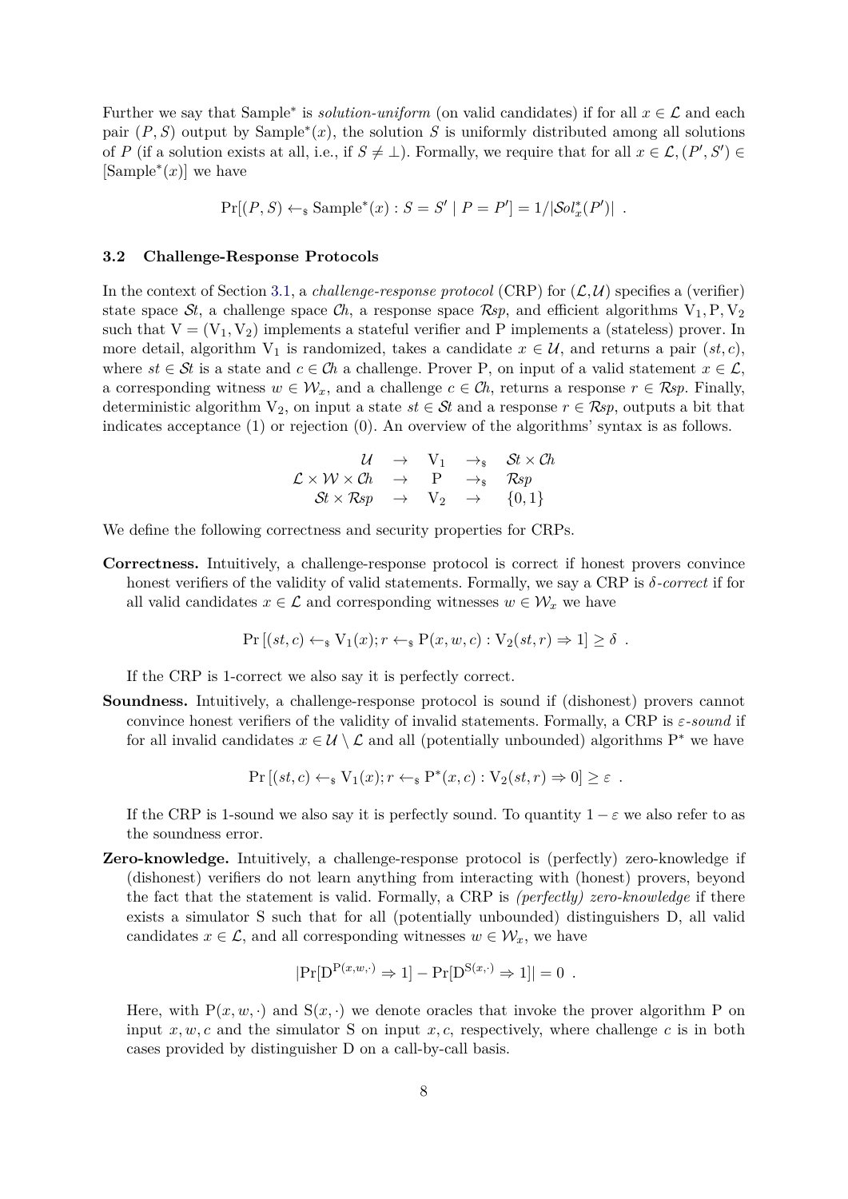Further we say that Sample$^*$ is *solution-uniform* (on valid candidates) if for all $x \in \mathcal{L}$ and each pair $(P, S)$ output by Sample$^*(x)$, the solution $S$ is uniformly distributed among all solutions of $P$ (if a solution exists at all, i.e., if $S \neq \bot$). Formally, we require that for all $x \in \mathcal{L}, (P', S') \in [\text{Sample}^*(x)]$ we have

$$\Pr[(P, S) \leftarrow_{\$} \text{Sample}^*(x) : S = S' \mid P = P'] = 1/|\mathcal{S}ol^*_x(P')| \ .$$

### 3.2 Challenge-Response Protocols

In the context of Section 3.1, a *challenge-response protocol* (CRP) for $(\mathcal{L}, \mathcal{U})$ specifies a (verifier) state space $\mathcal{S}t$, a challenge space $\mathcal{C}h$, a response space $\mathcal{R}sp$, and efficient algorithms $\mathrm{V}_1, \mathrm{P}, \mathrm{V}_2$ such that $\mathrm{V} = (\mathrm{V}_1, \mathrm{V}_2)$ implements a stateful verifier and P implements a (stateless) prover. In more detail, algorithm $\mathrm{V}_1$ is randomized, takes a candidate $x \in \mathcal{U}$, and returns a pair $(st, c)$, where $st \in \mathcal{S}t$ is a state and $c \in \mathcal{C}h$ a challenge. Prover P, on input of a valid statement $x \in \mathcal{L}$, a corresponding witness $w \in \mathcal{W}_x$, and a challenge $c \in \mathcal{C}h$, returns a response $r \in \mathcal{R}sp$. Finally, deterministic algorithm $\mathrm{V}_2$, on input a state $st \in \mathcal{S}t$ and a response $r \in \mathcal{R}sp$, outputs a bit that indicates acceptance (1) or rejection (0). An overview of the algorithms' syntax is as follows.

$$\begin{array}{rcccl} \mathcal{U} & \to & \mathrm{V}_1 & \to_{\$} & \mathcal{S}t \times \mathcal{C}h \\ \mathcal{L} \times \mathcal{W} \times \mathcal{C}h & \to & \mathrm{P} & \to_{\$} & \mathcal{R}sp \\ \mathcal{S}t \times \mathcal{R}sp & \to & \mathrm{V}_2 & \to & \{0, 1\} \end{array}$$

We define the following correctness and security properties for CRPs.

**Correctness.** Intuitively, a challenge-response protocol is correct if honest provers convince honest verifiers of the validity of valid statements. Formally, we say a CRP is $\delta$*-correct* if for all valid candidates $x \in \mathcal{L}$ and corresponding witnesses $w \in \mathcal{W}_x$ we have

$$\Pr\left[(st, c) \leftarrow_{\$} \mathrm{V}_1(x); r \leftarrow_{\$} \mathrm{P}(x, w, c) : \mathrm{V}_2(st, r) \Rightarrow 1\right] \geq \delta \ .$$

If the CRP is 1-correct we also say it is perfectly correct.

**Soundness.** Intuitively, a challenge-response protocol is sound if (dishonest) provers cannot convince honest verifiers of the validity of invalid statements. Formally, a CRP is $\varepsilon$*-sound* if for all invalid candidates $x \in \mathcal{U} \setminus \mathcal{L}$ and all (potentially unbounded) algorithms $\mathrm{P}^*$ we have

$$\Pr\left[(st, c) \leftarrow_{\$} \mathrm{V}_1(x); r \leftarrow_{\$} \mathrm{P}^*(x, c) : \mathrm{V}_2(st, r) \Rightarrow 0\right] \geq \varepsilon \ .$$

If the CRP is 1-sound we also say it is perfectly sound. To quantity $1 - \varepsilon$ we also refer to as the soundness error.

**Zero-knowledge.** Intuitively, a challenge-response protocol is (perfectly) zero-knowledge if (dishonest) verifiers do not learn anything from interacting with (honest) provers, beyond the fact that the statement is valid. Formally, a CRP is *(perfectly) zero-knowledge* if there exists a simulator S such that for all (potentially unbounded) distinguishers D, all valid candidates $x \in \mathcal{L}$, and all corresponding witnesses $w \in \mathcal{W}_x$, we have

$$|\Pr[\mathrm{D}^{\mathrm{P}(x,w,\cdot)} \Rightarrow 1] - \Pr[\mathrm{D}^{\mathrm{S}(x,\cdot)} \Rightarrow 1]| = 0 \ .$$

Here, with $\mathrm{P}(x, w, \cdot)$ and $\mathrm{S}(x, \cdot)$ we denote oracles that invoke the prover algorithm P on input $x, w, c$ and the simulator S on input $x, c$, respectively, where challenge $c$ is in both cases provided by distinguisher D on a call-by-call basis.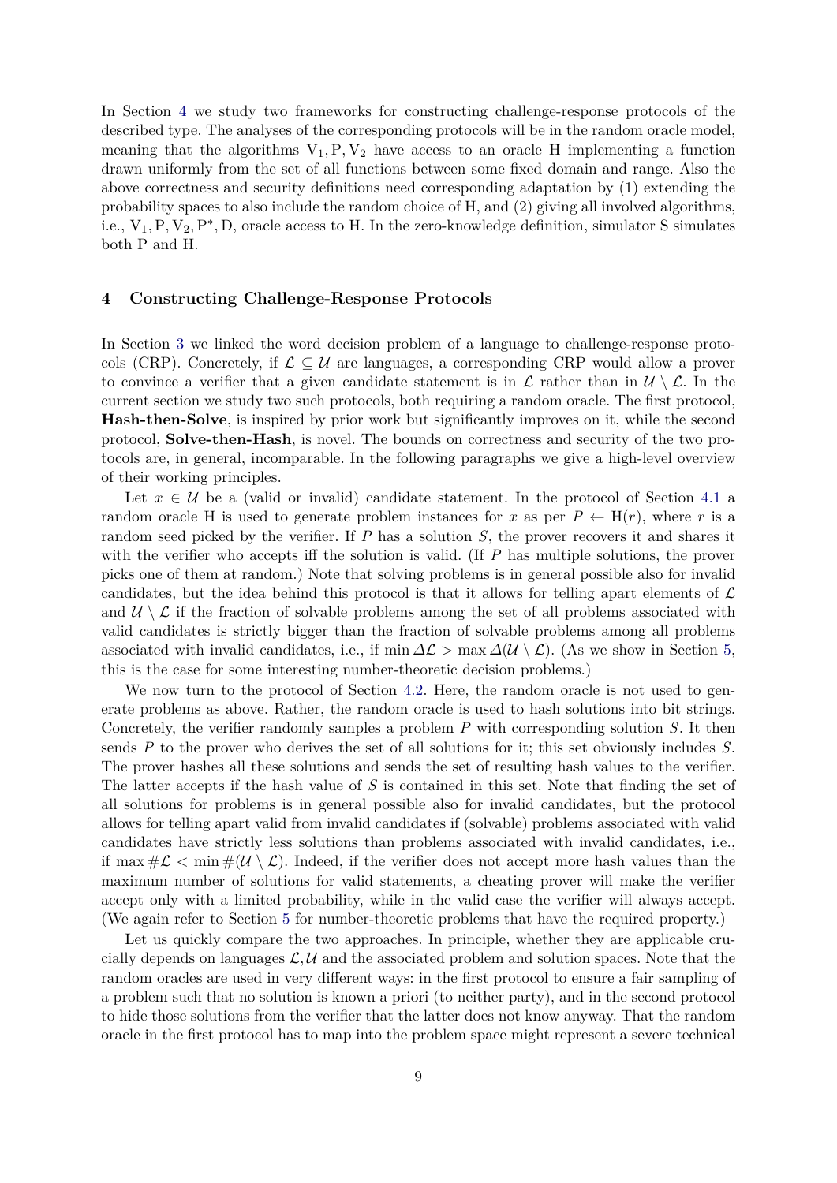In Section 4 we study two frameworks for constructing challenge-response protocols of the described type. The analyses of the corresponding protocols will be in the random oracle model, meaning that the algorithms $\mathrm{V}_1, \mathrm{P}, \mathrm{V}_2$ have access to an oracle H implementing a function drawn uniformly from the set of all functions between some fixed domain and range. Also the above correctness and security definitions need corresponding adaptation by (1) extending the probability spaces to also include the random choice of H, and (2) giving all involved algorithms, i.e., $\mathrm{V}_1, \mathrm{P}, \mathrm{V}_2, \mathrm{P}^*, \mathrm{D}$, oracle access to H. In the zero-knowledge definition, simulator S simulates both P and H.

## 4 Constructing Challenge-Response Protocols

In Section 3 we linked the word decision problem of a language to challenge-response protocols (CRP). Concretely, if $\mathcal{L} \subseteq \mathcal{U}$ are languages, a corresponding CRP would allow a prover to convince a verifier that a given candidate statement is in $\mathcal{L}$ rather than in $\mathcal{U} \setminus \mathcal{L}$. In the current section we study two such protocols, both requiring a random oracle. The first protocol, **Hash-then-Solve**, is inspired by prior work but significantly improves on it, while the second protocol, **Solve-then-Hash**, is novel. The bounds on correctness and security of the two protocols are, in general, incomparable. In the following paragraphs we give a high-level overview of their working principles.

Let $x \in \mathcal{U}$ be a (valid or invalid) candidate statement. In the protocol of Section 4.1 a random oracle H is used to generate problem instances for $x$ as per $P \leftarrow \mathrm{H}(r)$, where $r$ is a random seed picked by the verifier. If $P$ has a solution $S$, the prover recovers it and shares it with the verifier who accepts iff the solution is valid. (If $P$ has multiple solutions, the prover picks one of them at random.) Note that solving problems is in general possible also for invalid candidates, but the idea behind this protocol is that it allows for telling apart elements of $\mathcal{L}$ and $\mathcal{U} \setminus \mathcal{L}$ if the fraction of solvable problems among the set of all problems associated with valid candidates is strictly bigger than the fraction of solvable problems among all problems associated with invalid candidates, i.e., if $\min \Delta\mathcal{L} > \max \Delta(\mathcal{U} \setminus \mathcal{L})$. (As we show in Section 5, this is the case for some interesting number-theoretic decision problems.)

We now turn to the protocol of Section 4.2. Here, the random oracle is not used to generate problems as above. Rather, the random oracle is used to hash solutions into bit strings. Concretely, the verifier randomly samples a problem $P$ with corresponding solution $S$. It then sends $P$ to the prover who derives the set of all solutions for it; this set obviously includes $S$. The prover hashes all these solutions and sends the set of resulting hash values to the verifier. The latter accepts if the hash value of $S$ is contained in this set. Note that finding the set of all solutions for problems is in general possible also for invalid candidates, but the protocol allows for telling apart valid from invalid candidates if (solvable) problems associated with valid candidates have strictly less solutions than problems associated with invalid candidates, i.e., if $\max \#\mathcal{L} < \min \#(\mathcal{U} \setminus \mathcal{L})$. Indeed, if the verifier does not accept more hash values than the maximum number of solutions for valid statements, a cheating prover will make the verifier accept only with a limited probability, while in the valid case the verifier will always accept. (We again refer to Section 5 for number-theoretic problems that have the required property.)

Let us quickly compare the two approaches. In principle, whether they are applicable crucially depends on languages $\mathcal{L}, \mathcal{U}$ and the associated problem and solution spaces. Note that the random oracles are used in very different ways: in the first protocol to ensure a fair sampling of a problem such that no solution is known a priori (to neither party), and in the second protocol to hide those solutions from the verifier that the latter does not know anyway. That the random oracle in the first protocol has to map into the problem space might represent a severe technical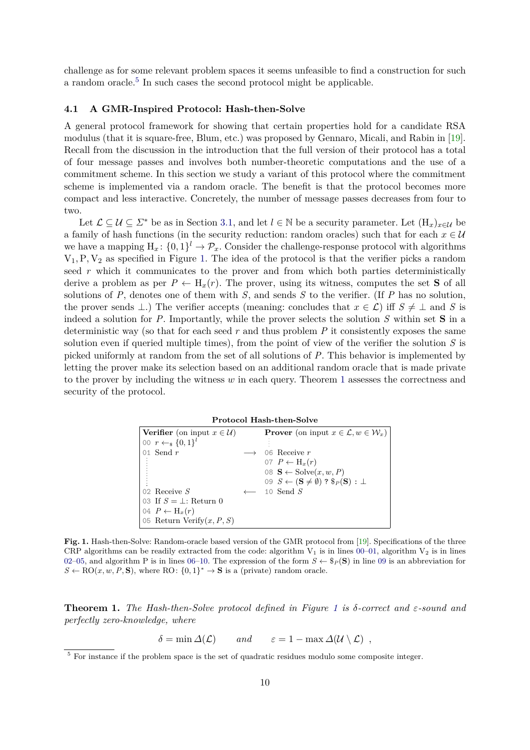challenge as for some relevant problem spaces it seems unfeasible to find a construction for such a random oracle.[5] In such cases the second protocol might be applicable.

### 4.1 A GMR-Inspired Protocol: Hash-then-Solve

A general protocol framework for showing that certain properties hold for a candidate RSA modulus (that it is square-free, Blum, etc.) was proposed by Gennaro, Micali, and Rabin in [19]. Recall from the discussion in the introduction that the full version of their protocol has a total of four message passes and involves both number-theoretic computations and the use of a commitment scheme. In this section we study a variant of this protocol where the commitment scheme is implemented via a random oracle. The benefit is that the protocol becomes more compact and less interactive. Concretely, the number of message passes decreases from four to two.

Let $\mathcal{L} \subseteq \mathcal{U} \subseteq \Sigma^*$ be as in Section 3.1, and let $l \in \mathbb{N}$ be a security parameter. Let $(\mathrm{H}_x)_{x\in\mathcal{U}}$ be a family of hash functions (in the security reduction: random oracles) such that for each $x \in \mathcal{U}$ we have a mapping $\mathrm{H}_x \colon \{0,1\}^l \to \mathcal{P}_x$. Consider the challenge-response protocol with algorithms $\mathrm{V}_1, \mathrm{P}, \mathrm{V}_2$ as specified in Figure 1. The idea of the protocol is that the verifier picks a random seed $r$ which it communicates to the prover and from which both parties deterministically derive a problem as per $P \leftarrow \mathrm{H}_x(r)$. The prover, using its witness, computes the set $\mathbf{S}$ of all solutions of $P$, denotes one of them with $S$, and sends $S$ to the verifier. (If $P$ has no solution, the prover sends $\perp$.) The verifier accepts (meaning: concludes that $x \in \mathcal{L}$) iff $S \neq \perp$ and $S$ is indeed a solution for $P$. Importantly, while the prover selects the solution $S$ within set $\mathbf{S}$ in a deterministic way (so that for each seed $r$ and thus problem $P$ it consistently exposes the same solution even if queried multiple times), from the point of view of the verifier the solution $S$ is picked uniformly at random from the set of all solutions of $P$. This behavior is implemented by letting the prover make its selection based on an additional random oracle that is made private to the prover by including the witness $w$ in each query. Theorem 1 assesses the correctness and security of the protocol.

**Protocol Hash-then-Solve**

| **Verifier** (on input $x \in \mathcal{U}$) | | **Prover** (on input $x \in \mathcal{L}, w \in \mathcal{W}_x$) |
|---|---|---|
| 00 $r \leftarrow_\$ \{0,1\}^l$ | | ⋮ |
| 01 Send $r$ | $\longrightarrow$ | 06 Receive $r$ |
| ⋮ | | 07 $P \leftarrow \mathrm{H}_x(r)$ |
| ⋮ | | 08 $\mathbf{S} \leftarrow \mathrm{Solve}(x, w, P)$ |
| ⋮ | | 09 $S \leftarrow (\mathbf{S} \neq \emptyset)$ ? $\$_P(\mathbf{S}) : \perp$ |
| 02 Receive $S$ | $\longleftarrow$ | 10 Send $S$ |
| 03 If $S = \perp$: Return 0 | | |
| 04 $P \leftarrow \mathrm{H}_x(r)$ | | |
| 05 Return $\mathrm{Verify}(x, P, S)$ | | |

**Fig. 1.** Hash-then-Solve: Random-oracle based version of the GMR protocol from [19]. Specifications of the three CRP algorithms can be readily extracted from the code: algorithm $\mathrm{V}_1$ is in lines 00–01, algorithm $\mathrm{V}_2$ is in lines 02–05, and algorithm P is in lines 06–10. The expression of the form $S \leftarrow \$_P(\mathbf{S})$ in line 09 is an abbreviation for $S \leftarrow \mathrm{RO}(x, w, P, \mathbf{S})$, where $\mathrm{RO} \colon \{0,1\}^* \to \mathbf{S}$ is a (private) random oracle.

**Theorem 1.** *The Hash-then-Solve protocol defined in Figure 1 is $\delta$-correct and $\varepsilon$-sound and perfectly zero-knowledge, where*

$$\delta = \min \Delta(\mathcal{L}) \qquad \text{and} \qquad \varepsilon = 1 - \max \Delta(\mathcal{U} \setminus \mathcal{L}) \ ,$$

[5] For instance if the problem space is the set of quadratic residues modulo some composite integer.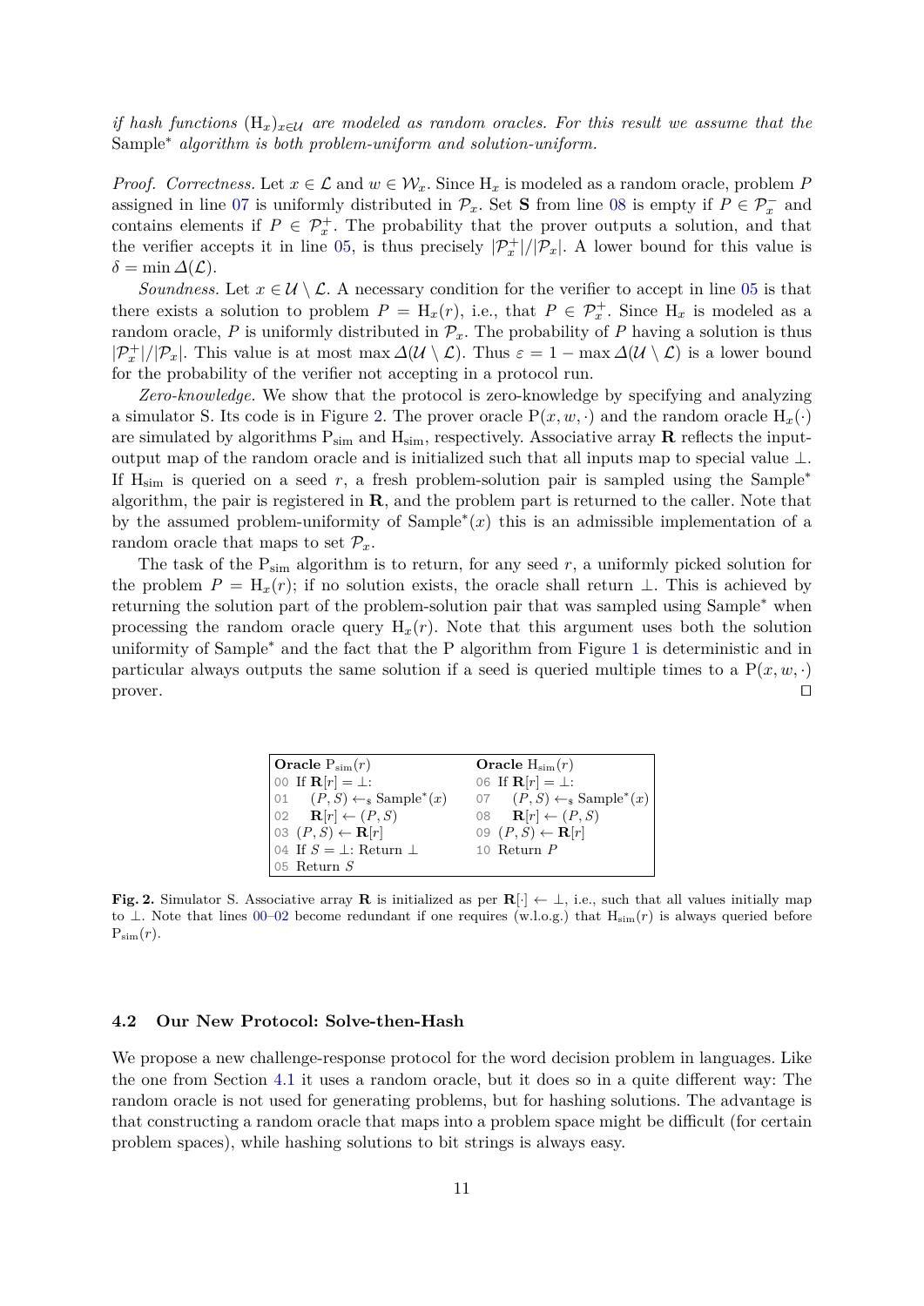*if hash functions $(\mathrm{H}_x)_{x \in \mathcal{U}}$ are modeled as random oracles. For this result we assume that the* Sample$^*$ *algorithm is both problem-uniform and solution-uniform.*

*Proof. Correctness.* Let $x \in \mathcal{L}$ and $w \in \mathcal{W}_x$. Since $\mathrm{H}_x$ is modeled as a random oracle, problem $P$ assigned in line 07 is uniformly distributed in $\mathcal{P}_x$. Set $\mathbf{S}$ from line 08 is empty if $P \in \mathcal{P}_x^-$ and contains elements if $P \in \mathcal{P}_x^+$. The probability that the prover outputs a solution, and that the verifier accepts it in line 05, is thus precisely $|\mathcal{P}_x^+|/|\mathcal{P}_x|$. A lower bound for this value is $\delta = \min \Delta(\mathcal{L})$.

*Soundness.* Let $x \in \mathcal{U} \setminus \mathcal{L}$. A necessary condition for the verifier to accept in line 05 is that there exists a solution to problem $P = \mathrm{H}_x(r)$, i.e., that $P \in \mathcal{P}_x^+$. Since $\mathrm{H}_x$ is modeled as a random oracle, $P$ is uniformly distributed in $\mathcal{P}_x$. The probability of $P$ having a solution is thus $|\mathcal{P}_x^+|/|\mathcal{P}_x|$. This value is at most $\max \Delta(\mathcal{U} \setminus \mathcal{L})$. Thus $\varepsilon = 1 - \max \Delta(\mathcal{U} \setminus \mathcal{L})$ is a lower bound for the probability of the verifier not accepting in a protocol run.

*Zero-knowledge.* We show that the protocol is zero-knowledge by specifying and analyzing a simulator S. Its code is in Figure 2. The prover oracle $\mathrm{P}(x, w, \cdot)$ and the random oracle $\mathrm{H}_x(\cdot)$ are simulated by algorithms $\mathrm{P}_{\mathrm{sim}}$ and $\mathrm{H}_{\mathrm{sim}}$, respectively. Associative array $\mathbf{R}$ reflects the input-output map of the random oracle and is initialized such that all inputs map to special value $\perp$. If $\mathrm{H}_{\mathrm{sim}}$ is queried on a seed $r$, a fresh problem-solution pair is sampled using the Sample$^*$ algorithm, the pair is registered in $\mathbf{R}$, and the problem part is returned to the caller. Note that by the assumed problem-uniformity of Sample$^*(x)$ this is an admissible implementation of a random oracle that maps to set $\mathcal{P}_x$.

The task of the $\mathrm{P}_{\mathrm{sim}}$ algorithm is to return, for any seed $r$, a uniformly picked solution for the problem $P = \mathrm{H}_x(r)$; if no solution exists, the oracle shall return $\perp$. This is achieved by returning the solution part of the problem-solution pair that was sampled using Sample$^*$ when processing the random oracle query $\mathrm{H}_x(r)$. Note that this argument uses both the solution uniformity of Sample$^*$ and the fact that the P algorithm from Figure 1 is deterministic and in particular always outputs the same solution if a seed is queried multiple times to a $\mathrm{P}(x, w, \cdot)$ prover. $\square$

| **Oracle** $\mathrm{P}_{\mathrm{sim}}(r)$ | **Oracle** $\mathrm{H}_{\mathrm{sim}}(r)$ |
|---|---|
| 00 If $\mathbf{R}[r] = \perp$: | 06 If $\mathbf{R}[r] = \perp$: |
| 01 $\quad (P, S) \leftarrow_\$ \text{Sample}^*(x)$ | 07 $\quad (P, S) \leftarrow_\$ \text{Sample}^*(x)$ |
| 02 $\quad \mathbf{R}[r] \leftarrow (P, S)$ | 08 $\quad \mathbf{R}[r] \leftarrow (P, S)$ |
| 03 $(P, S) \leftarrow \mathbf{R}[r]$ | 09 $(P, S) \leftarrow \mathbf{R}[r]$ |
| 04 If $S = \perp$: Return $\perp$ | 10 Return $P$ |
| 05 Return $S$ | |

**Fig. 2.** Simulator S. Associative array $\mathbf{R}$ is initialized as per $\mathbf{R}[\cdot] \leftarrow \perp$, i.e., such that all values initially map to $\perp$. Note that lines 00–02 become redundant if one requires (w.l.o.g.) that $\mathrm{H}_{\mathrm{sim}}(r)$ is always queried before $\mathrm{P}_{\mathrm{sim}}(r)$.

### 4.2 Our New Protocol: Solve-then-Hash

We propose a new challenge-response protocol for the word decision problem in languages. Like the one from Section 4.1 it uses a random oracle, but it does so in a quite different way: The random oracle is not used for generating problems, but for hashing solutions. The advantage is that constructing a random oracle that maps into a problem space might be difficult (for certain problem spaces), while hashing solutions to bit strings is always easy.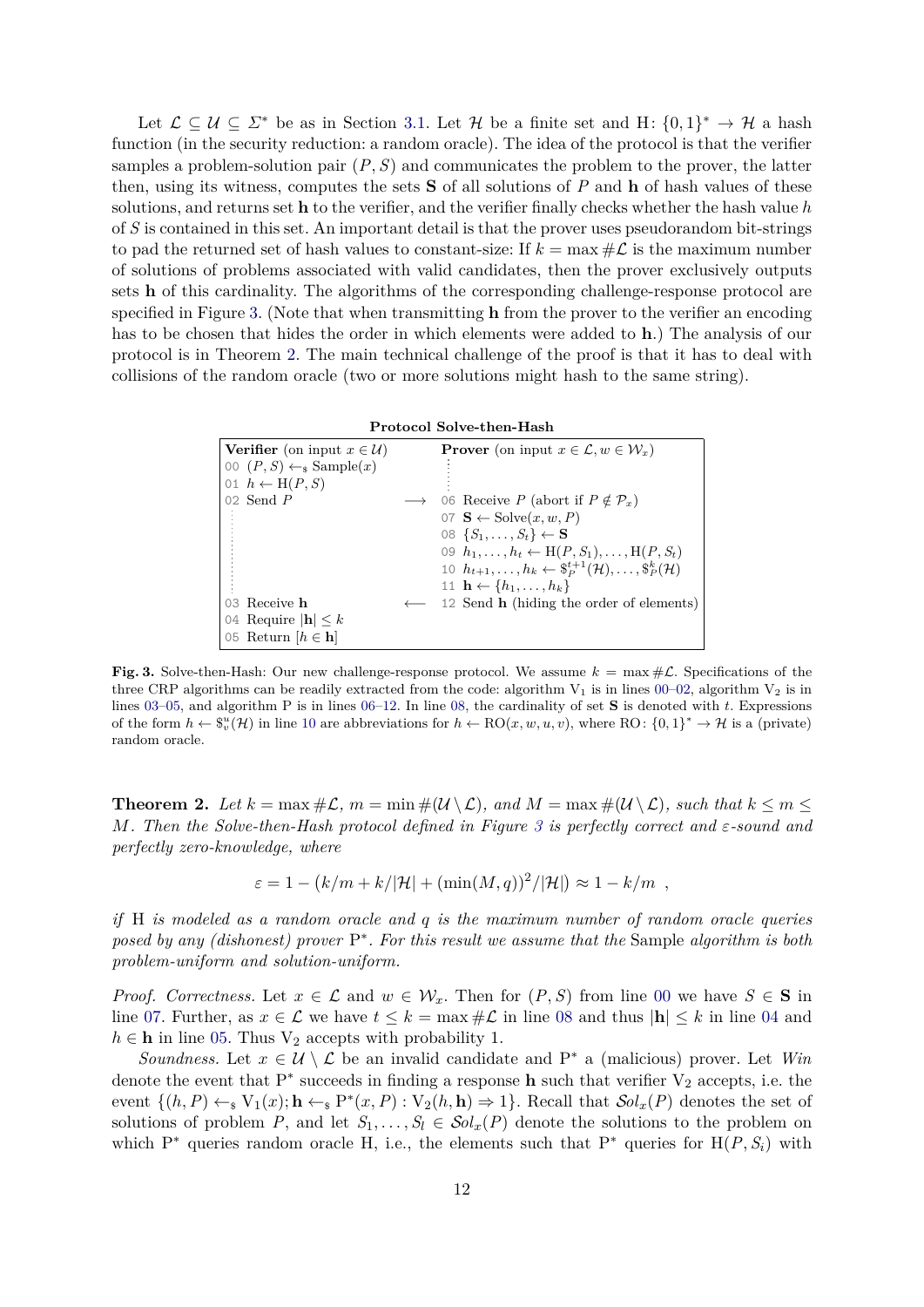Let $\mathcal{L} \subseteq \mathcal{U} \subseteq \Sigma^*$ be as in Section 3.1. Let $\mathcal{H}$ be a finite set and $\mathrm{H}\colon \{0,1\}^* \to \mathcal{H}$ a hash function (in the security reduction: a random oracle). The idea of the protocol is that the verifier samples a problem-solution pair $(P, S)$ and communicates the problem to the prover, the latter then, using its witness, computes the sets $\mathbf{S}$ of all solutions of $P$ and $\mathbf{h}$ of hash values of these solutions, and returns set $\mathbf{h}$ to the verifier, and the verifier finally checks whether the hash value $h$ of $S$ is contained in this set. An important detail is that the prover uses pseudorandom bit-strings to pad the returned set of hash values to constant-size: If $k = \max \#\mathcal{L}$ is the maximum number of solutions of problems associated with valid candidates, then the prover exclusively outputs sets $\mathbf{h}$ of this cardinality. The algorithms of the corresponding challenge-response protocol are specified in Figure 3. (Note that when transmitting $\mathbf{h}$ from the prover to the verifier an encoding has to be chosen that hides the order in which elements were added to $\mathbf{h}$.) The analysis of our protocol is in Theorem 2. The main technical challenge of the proof is that it has to deal with collisions of the random oracle (two or more solutions might hash to the same string).

**Protocol Solve-then-Hash**

| **Verifier** (on input $x \in \mathcal{U}$) | | **Prover** (on input $x \in \mathcal{L}, w \in \mathcal{W}_x$) |
|---|---|---|
| 00 $(P, S) \leftarrow_\$ \mathrm{Sample}(x)$ | | |
| 01 $h \leftarrow \mathrm{H}(P, S)$ | | |
| 02 Send $P$ | $\longrightarrow$ | 06 Receive $P$ (abort if $P \notin \mathcal{P}_x$) |
| | | 07 $\mathbf{S} \leftarrow \mathrm{Solve}(x, w, P)$ |
| | | 08 $\{S_1, \ldots, S_t\} \leftarrow \mathbf{S}$ |
| | | 09 $h_1, \ldots, h_t \leftarrow \mathrm{H}(P, S_1), \ldots, \mathrm{H}(P, S_t)$ |
| | | 10 $h_{t+1}, \ldots, h_k \leftarrow \$^{t+1}_P(\mathcal{H}), \ldots, \$^k_P(\mathcal{H})$ |
| | | 11 $\mathbf{h} \leftarrow \{h_1, \ldots, h_k\}$ |
| 03 Receive $\mathbf{h}$ | $\longleftarrow$ | 12 Send $\mathbf{h}$ (hiding the order of elements) |
| 04 Require $\lvert\mathbf{h}\rvert \leq k$ | | |
| 05 Return $[h \in \mathbf{h}]$ | | |

**Fig. 3.** Solve-then-Hash: Our new challenge-response protocol. We assume $k = \max \#\mathcal{L}$. Specifications of the three CRP algorithms can be readily extracted from the code: algorithm $\mathrm{V}_1$ is in lines 00–02, algorithm $\mathrm{V}_2$ is in lines 03–05, and algorithm P is in lines 06–12. In line 08, the cardinality of set $\mathbf{S}$ is denoted with $t$. Expressions of the form $h \leftarrow \$^u_v(\mathcal{H})$ in line 10 are abbreviations for $h \leftarrow \mathrm{RO}(x, w, u, v)$, where $\mathrm{RO}\colon \{0,1\}^* \to \mathcal{H}$ is a (private) random oracle.

**Theorem 2.** *Let $k = \max \#\mathcal{L}$, $m = \min \#(\mathcal{U} \setminus \mathcal{L})$, and $M = \max \#(\mathcal{U} \setminus \mathcal{L})$, such that $k \leq m \leq M$. Then the Solve-then-Hash protocol defined in Figure 3 is perfectly correct and $\varepsilon$-sound and perfectly zero-knowledge, where*

$$\varepsilon = 1 - \left(k/m + k/|\mathcal{H}| + (\min(M, q))^2/|\mathcal{H}|\right) \approx 1 - k/m \ ,$$

*if* H *is modeled as a random oracle and $q$ is the maximum number of random oracle queries posed by any (dishonest) prover $\mathrm{P}^*$. For this result we assume that the* Sample *algorithm is both problem-uniform and solution-uniform.*

*Proof. Correctness.* Let $x \in \mathcal{L}$ and $w \in \mathcal{W}_x$. Then for $(P, S)$ from line 00 we have $S \in \mathbf{S}$ in line 07. Further, as $x \in \mathcal{L}$ we have $t \leq k = \max \#\mathcal{L}$ in line 08 and thus $\lvert\mathbf{h}\rvert \leq k$ in line 04 and $h \in \mathbf{h}$ in line 05. Thus $\mathrm{V}_2$ accepts with probability 1.

*Soundness.* Let $x \in \mathcal{U} \setminus \mathcal{L}$ be an invalid candidate and $\mathrm{P}^*$ a (malicious) prover. Let *Win* denote the event that $\mathrm{P}^*$ succeeds in finding a response $\mathbf{h}$ such that verifier $\mathrm{V}_2$ accepts, i.e. the event $\{(h, P) \leftarrow_\$ \mathrm{V}_1(x); \mathbf{h} \leftarrow_\$ \mathrm{P}^*(x, P) : \mathrm{V}_2(h, \mathbf{h}) \Rightarrow 1\}$. Recall that $\mathcal{S}ol_x(P)$ denotes the set of solutions of problem $P$, and let $S_1, \ldots, S_l \in \mathcal{S}ol_x(P)$ denote the solutions to the problem on which $\mathrm{P}^*$ queries random oracle H, i.e., the elements such that $\mathrm{P}^*$ queries for $\mathrm{H}(P, S_i)$ with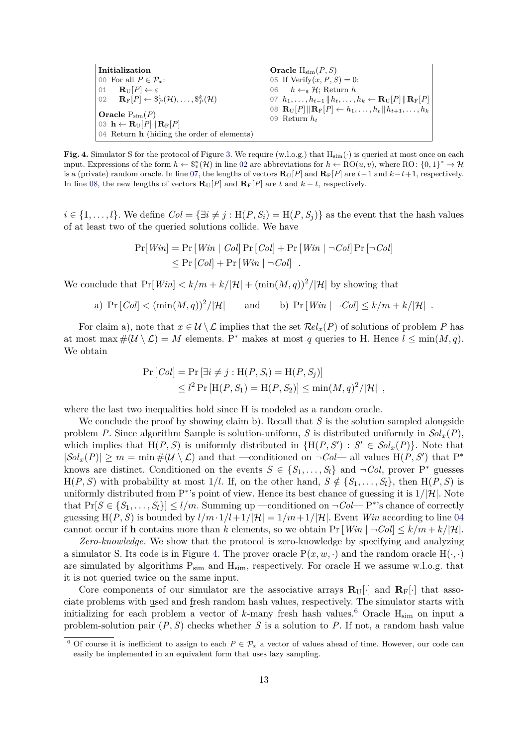```
Initialization
00 For all P ∈ P_x:
01     R_U[P] ← ε
02     R_F[P] ← $^1_P(H), ..., $^k_P(H)

Oracle P_sim(P)
03 h ← R_U[P] ‖ R_F[P]
04 Return h (hiding the order of elements)

Oracle H_sim(P, S)
05 If Verify(x, P, S) = 0:
06     h ←$ H; Return h
07 h_1, ..., h_{t-1} ‖ h_t, ..., h_k ← R_U[P] ‖ R_F[P]
08 R_U[P] ‖ R_F[P] ← h_1, ..., h_t ‖ h_{t+1}, ..., h_k
09 Return h_t
```

**Fig. 4.** Simulator S for the protocol of Figure 3. We require (w.l.o.g.) that $\mathrm{H}_{\mathrm{sim}}(\cdot)$ is queried at most once on each input. Expressions of the form $h \leftarrow \$^u_v(\mathcal{H})$ in line 02 are abbreviations for $h \leftarrow \mathrm{RO}(u, v)$, where $\mathrm{RO}\colon \{0,1\}^* \to \mathcal{H}$ is a (private) random oracle. In line 07, the lengths of vectors $\mathbf{R}_{\mathrm{U}}[P]$ and $\mathbf{R}_{\mathrm{F}}[P]$ are $t-1$ and $k-t+1$, respectively. In line 08, the new lengths of vectors $\mathbf{R}_{\mathrm{U}}[P]$ and $\mathbf{R}_{\mathrm{F}}[P]$ are $t$ and $k-t$, respectively.

$i \in \{1, \ldots, l\}$. We define $Col = \{\exists i \neq j : \mathrm{H}(P, S_i) = \mathrm{H}(P, S_j)\}$ as the event that the hash values of at least two of the queried solutions collide. We have

$$\begin{aligned}\Pr[Win] &= \Pr[Win \mid Col]\Pr[Col] + \Pr[Win \mid \neg Col]\Pr[\neg Col] \\ &\leq \Pr[Col] + \Pr[Win \mid \neg Col] \ .\end{aligned}$$

We conclude that $\Pr[Win] < k/m + k/|\mathcal{H}| + (\min(M, q))^2/|\mathcal{H}|$ by showing that

$$\text{a) } \Pr[Col] < (\min(M,q))^2/|\mathcal{H}| \qquad \text{and} \qquad \text{b) } \Pr[Win \mid \neg Col] \leq k/m + k/|\mathcal{H}| \ .$$

For claim a), note that $x \in \mathcal{U} \setminus \mathcal{L}$ implies that the set $\mathcal{R}el_x(P)$ of solutions of problem $P$ has at most $\max \#(\mathcal{U} \setminus \mathcal{L}) = M$ elements. P* makes at most $q$ queries to H. Hence $l \leq \min(M, q)$. We obtain

$$\begin{aligned}\Pr[Col] &= \Pr[\exists i \neq j : \mathrm{H}(P, S_i) = \mathrm{H}(P, S_j)] \\ &\leq l^2 \Pr[\mathrm{H}(P, S_1) = \mathrm{H}(P, S_2)] \leq \min(M, q)^2/|\mathcal{H}| \ ,\end{aligned}$$

where the last two inequalities hold since H is modeled as a random oracle.

We conclude the proof by showing claim b). Recall that $S$ is the solution sampled alongside problem $P$. Since algorithm Sample is solution-uniform, $S$ is distributed uniformly in $\mathcal{S}ol_x(P)$, which implies that $\mathrm{H}(P, S)$ is uniformly distributed in $\{\mathrm{H}(P, S') : S' \in \mathcal{S}ol_x(P)\}$. Note that $|\mathcal{S}ol_x(P)| \geq m = \min \#(\mathcal{U} \setminus \mathcal{L})$ and that —conditioned on $\neg Col$— all values $\mathrm{H}(P, S')$ that P* knows are distinct. Conditioned on the events $S \in \{S_1, \ldots, S_l\}$ and $\neg Col$, prover P* guesses $\mathrm{H}(P, S)$ with probability at most $1/l$. If, on the other hand, $S \notin \{S_1, \ldots, S_l\}$, then $\mathrm{H}(P, S)$ is uniformly distributed from P*'s point of view. Hence its best chance of guessing it is $1/|\mathcal{H}|$. Note that $\Pr[S \in \{S_1, \ldots, S_l\}] \leq l/m$. Summing up —conditioned on $\neg Col$— P*'s chance of correctly guessing $\mathrm{H}(P, S)$ is bounded by $l/m \cdot 1/l + 1/|\mathcal{H}| = 1/m + 1/|\mathcal{H}|$. Event $Win$ according to line 04 cannot occur if $\mathbf{h}$ contains more than $k$ elements, so we obtain $\Pr[Win \mid \neg Col] \leq k/m + k/|\mathcal{H}|$.

*Zero-knowledge.* We show that the protocol is zero-knowledge by specifying and analyzing a simulator S. Its code is in Figure 4. The prover oracle $\mathrm{P}(x, w, \cdot)$ and the random oracle $\mathrm{H}(\cdot, \cdot)$ are simulated by algorithms $\mathrm{P}_{\mathrm{sim}}$ and $\mathrm{H}_{\mathrm{sim}}$, respectively. For oracle H we assume w.l.o.g. that it is not queried twice on the same input.

Core components of our simulator are the associative arrays $\mathbf{R}_{\mathrm{U}}[\cdot]$ and $\mathbf{R}_{\mathrm{F}}[\cdot]$ that associate problems with used and fresh random hash values, respectively. The simulator starts with initializing for each problem a vector of $k$-many fresh hash values.[6] Oracle $\mathrm{H}_{\mathrm{sim}}$ on input a problem-solution pair $(P, S)$ checks whether $S$ is a solution to $P$. If not, a random hash value

[6] Of course it is inefficient to assign to each $P \in \mathcal{P}_x$ a vector of values ahead of time. However, our code can easily be implemented in an equivalent form that uses lazy sampling.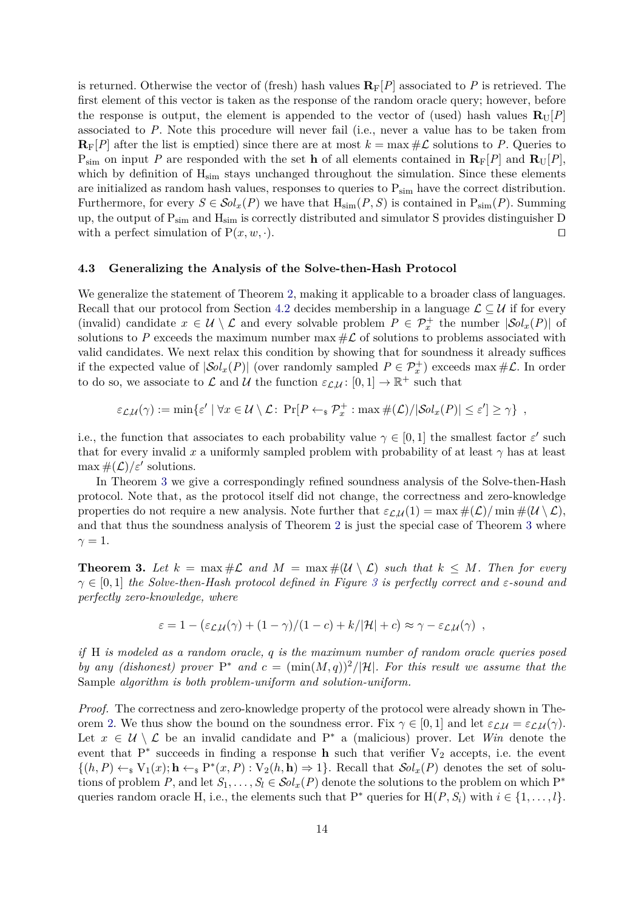is returned. Otherwise the vector of (fresh) hash values $\mathbf{R}_\text{F}[P]$ associated to $P$ is retrieved. The first element of this vector is taken as the response of the random oracle query; however, before the response is output, the element is appended to the vector of (used) hash values $\mathbf{R}_\text{U}[P]$ associated to $P$. Note this procedure will never fail (i.e., never a value has to be taken from $\mathbf{R}_\text{F}[P]$ after the list is emptied) since there are at most $k = \max \#\mathcal{L}$ solutions to $P$. Queries to $\text{P}_\text{sim}$ on input $P$ are responded with the set $\mathbf{h}$ of all elements contained in $\mathbf{R}_\text{F}[P]$ and $\mathbf{R}_\text{U}[P]$, which by definition of $\text{H}_\text{sim}$ stays unchanged throughout the simulation. Since these elements are initialized as random hash values, responses to queries to $\text{P}_\text{sim}$ have the correct distribution. Furthermore, for every $S \in \mathcal{S}ol_x(P)$ we have that $\text{H}_\text{sim}(P, S)$ is contained in $\text{P}_\text{sim}(P)$. Summing up, the output of $\text{P}_\text{sim}$ and $\text{H}_\text{sim}$ is correctly distributed and simulator S provides distinguisher D with a perfect simulation of $\text{P}(x, w, \cdot)$. ◻

### 4.3 Generalizing the Analysis of the Solve-then-Hash Protocol

We generalize the statement of Theorem 2, making it applicable to a broader class of languages. Recall that our protocol from Section 4.2 decides membership in a language $\mathcal{L} \subseteq \mathcal{U}$ if for every (invalid) candidate $x \in \mathcal{U} \setminus \mathcal{L}$ and every solvable problem $P \in \mathcal{P}_x^+$ the number $|\mathcal{S}ol_x(P)|$ of solutions to $P$ exceeds the maximum number $\max \#\mathcal{L}$ of solutions to problems associated with valid candidates. We next relax this condition by showing that for soundness it already suffices if the expected value of $|\mathcal{S}ol_x(P)|$ (over randomly sampled $P \in \mathcal{P}_x^+$) exceeds $\max \#\mathcal{L}$. In order to do so, we associate to $\mathcal{L}$ and $\mathcal{U}$ the function $\varepsilon_{\mathcal{L},\mathcal{U}} \colon [0,1] \to \mathbb{R}^+$ such that

$$\varepsilon_{\mathcal{L},\mathcal{U}}(\gamma) := \min\{\varepsilon' \mid \forall x \in \mathcal{U} \setminus \mathcal{L} \colon \Pr[P \leftarrow_\$ \mathcal{P}_x^+ : \max \#(\mathcal{L})/|\mathcal{S}ol_x(P)| \le \varepsilon'] \ge \gamma\} \ ,$$

i.e., the function that associates to each probability value $\gamma \in [0,1]$ the smallest factor $\varepsilon'$ such that for every invalid $x$ a uniformly sampled problem with probability of at least $\gamma$ has at least $\max \#(\mathcal{L})/\varepsilon'$ solutions.

In Theorem 3 we give a correspondingly refined soundness analysis of the Solve-then-Hash protocol. Note that, as the protocol itself did not change, the correctness and zero-knowledge properties do not require a new analysis. Note further that $\varepsilon_{\mathcal{L},\mathcal{U}}(1) = \max \#(\mathcal{L})/\min \#(\mathcal{U} \setminus \mathcal{L})$, and that thus the soundness analysis of Theorem 2 is just the special case of Theorem 3 where $\gamma = 1$.

**Theorem 3.** *Let $k = \max \#\mathcal{L}$ and $M = \max \#(\mathcal{U} \setminus \mathcal{L})$ such that $k \le M$. Then for every $\gamma \in [0,1]$ the Solve-then-Hash protocol defined in Figure 3 is perfectly correct and $\varepsilon$-sound and perfectly zero-knowledge, where*

$$\varepsilon = 1 - (\varepsilon_{\mathcal{L},\mathcal{U}}(\gamma) + (1-\gamma)/(1-c) + k/|\mathcal{H}| + c) \approx \gamma - \varepsilon_{\mathcal{L},\mathcal{U}}(\gamma) \ ,$$

*if* H *is modeled as a random oracle, $q$ is the maximum number of random oracle queries posed by any (dishonest) prover* $\text{P}^*$ *and $c = (\min(M,q))^2/|\mathcal{H}|$. For this result we assume that the* Sample *algorithm is both problem-uniform and solution-uniform.*

*Proof.* The correctness and zero-knowledge property of the protocol were already shown in Theorem 2. We thus show the bound on the soundness error. Fix $\gamma \in [0,1]$ and let $\varepsilon_{\mathcal{L},\mathcal{U}} = \varepsilon_{\mathcal{L},\mathcal{U}}(\gamma)$. Let $x \in \mathcal{U} \setminus \mathcal{L}$ be an invalid candidate and $\text{P}^*$ a (malicious) prover. Let *Win* denote the event that $\text{P}^*$ succeeds in finding a response $\mathbf{h}$ such that verifier $\text{V}_2$ accepts, i.e. the event $\{(h, P) \leftarrow_\$ \text{V}_1(x); \mathbf{h} \leftarrow_\$ \text{P}^*(x, P) : \text{V}_2(h, \mathbf{h}) \Rightarrow 1\}$. Recall that $\mathcal{S}ol_x(P)$ denotes the set of solutions of problem $P$, and let $S_1, \ldots, S_l \in \mathcal{S}ol_x(P)$ denote the solutions to the problem on which $\text{P}^*$ queries random oracle H, i.e., the elements such that $\text{P}^*$ queries for $\text{H}(P, S_i)$ with $i \in \{1, \ldots, l\}$.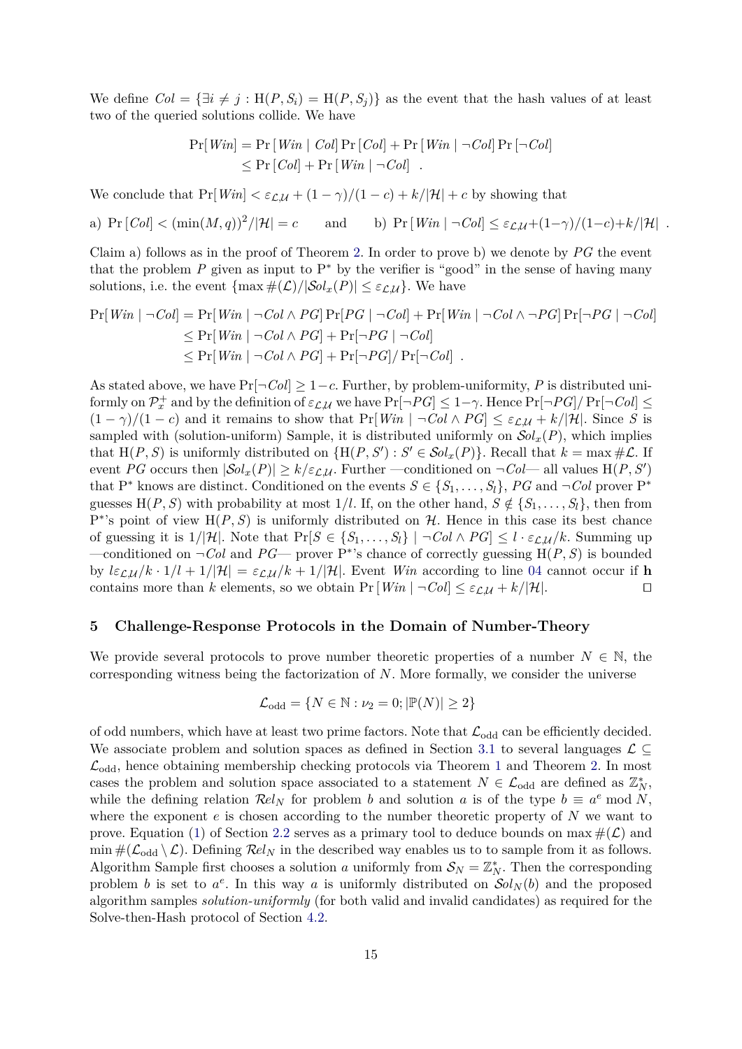We define $Col = \{\exists i \neq j : \mathrm{H}(P, S_i) = \mathrm{H}(P, S_j)\}$ as the event that the hash values of at least two of the queried solutions collide. We have

$$\begin{aligned}\Pr[Win] &= \Pr[Win \mid Col] \Pr[Col] + \Pr[Win \mid \neg Col] \Pr[\neg Col] \\ &\leq \Pr[Col] + \Pr[Win \mid \neg Col] \enspace .\end{aligned}$$

We conclude that $\Pr[Win] < \varepsilon_{\mathcal{L},\mathcal{U}} + (1-\gamma)/(1-c) + k/|\mathcal{H}| + c$ by showing that

a) $\Pr[Col] < (\min(M,q))^2/|\mathcal{H}| = c$ and b) $\Pr[Win \mid \neg Col] \leq \varepsilon_{\mathcal{L},\mathcal{U}} + (1-\gamma)/(1-c) + k/|\mathcal{H}|$ .

Claim a) follows as in the proof of Theorem 2. In order to prove b) we denote by $PG$ the event that the problem $P$ given as input to $\mathrm{P}^*$ by the verifier is "good" in the sense of having many solutions, i.e. the event $\{\max \#(\mathcal{L})/|\mathcal{S}ol_x(P)| \leq \varepsilon_{\mathcal{L},\mathcal{U}}\}$. We have

$$\begin{aligned}\Pr[Win \mid \neg Col] &= \Pr[Win \mid \neg Col \wedge PG] \Pr[PG \mid \neg Col] + \Pr[Win \mid \neg Col \wedge \neg PG] \Pr[\neg PG \mid \neg Col] \\ &\leq \Pr[Win \mid \neg Col \wedge PG] + \Pr[\neg PG \mid \neg Col] \\ &\leq \Pr[Win \mid \neg Col \wedge PG] + \Pr[\neg PG]/\Pr[\neg Col] \enspace .\end{aligned}$$

As stated above, we have $\Pr[\neg Col] \geq 1-c$. Further, by problem-uniformity, $P$ is distributed uniformly on $\mathcal{P}_x^+$ and by the definition of $\varepsilon_{\mathcal{L},\mathcal{U}}$ we have $\Pr[\neg PG] \leq 1-\gamma$. Hence $\Pr[\neg PG]/\Pr[\neg Col] \leq (1-\gamma)/(1-c)$ and it remains to show that $\Pr[Win \mid \neg Col \wedge PG] \leq \varepsilon_{\mathcal{L},\mathcal{U}} + k/|\mathcal{H}|$. Since $S$ is sampled with (solution-uniform) Sample, it is distributed uniformly on $\mathcal{S}ol_x(P)$, which implies that $\mathrm{H}(P,S)$ is uniformly distributed on $\{\mathrm{H}(P,S') : S' \in \mathcal{S}ol_x(P)\}$. Recall that $k = \max \#\mathcal{L}$. If event $PG$ occurs then $|\mathcal{S}ol_x(P)| \geq k/\varepsilon_{\mathcal{L},\mathcal{U}}$. Further —conditioned on $\neg Col$— all values $\mathrm{H}(P,S')$ that $\mathrm{P}^*$ knows are distinct. Conditioned on the events $S \in \{S_1, \ldots, S_l\}$, $PG$ and $\neg Col$ prover $\mathrm{P}^*$ guesses $\mathrm{H}(P,S)$ with probability at most $1/l$. If, on the other hand, $S \notin \{S_1, \ldots, S_l\}$, then from $\mathrm{P}^*$'s point of view $\mathrm{H}(P,S)$ is uniformly distributed on $\mathcal{H}$. Hence in this case its best chance of guessing it is $1/|\mathcal{H}|$. Note that $\Pr[S \in \{S_1, \ldots, S_l\} \mid \neg Col \wedge PG] \leq l \cdot \varepsilon_{\mathcal{L},\mathcal{U}}/k$. Summing up —conditioned on $\neg Col$ and $PG$— prover $\mathrm{P}^*$'s chance of correctly guessing $\mathrm{H}(P,S)$ is bounded by $l\varepsilon_{\mathcal{L},\mathcal{U}}/k \cdot 1/l + 1/|\mathcal{H}| = \varepsilon_{\mathcal{L},\mathcal{U}}/k + 1/|\mathcal{H}|$. Event $Win$ according to line 04 cannot occur if $\mathbf{h}$ contains more than $k$ elements, so we obtain $\Pr[Win \mid \neg Col] \leq \varepsilon_{\mathcal{L},\mathcal{U}} + k/|\mathcal{H}|$. ◻

## 5 Challenge-Response Protocols in the Domain of Number-Theory

We provide several protocols to prove number theoretic properties of a number $N \in \mathbb{N}$, the corresponding witness being the factorization of $N$. More formally, we consider the universe

$$\mathcal{L}_{\mathrm{odd}} = \{N \in \mathbb{N} : \nu_2 = 0; |\mathbb{P}(N)| \geq 2\}$$

of odd numbers, which have at least two prime factors. Note that $\mathcal{L}_{\mathrm{odd}}$ can be efficiently decided. We associate problem and solution spaces as defined in Section 3.1 to several languages $\mathcal{L} \subseteq \mathcal{L}_{\mathrm{odd}}$, hence obtaining membership checking protocols via Theorem 1 and Theorem 2. In most cases the problem and solution space associated to a statement $N \in \mathcal{L}_{\mathrm{odd}}$ are defined as $\mathbb{Z}_N^*$, while the defining relation $\mathcal{R}el_N$ for problem $b$ and solution $a$ is of the type $b \equiv a^e \bmod N$, where the exponent $e$ is chosen according to the number theoretic property of $N$ we want to prove. Equation (1) of Section 2.2 serves as a primary tool to deduce bounds on $\max \#(\mathcal{L})$ and $\min \#(\mathcal{L}_{\mathrm{odd}} \setminus \mathcal{L})$. Defining $\mathcal{R}el_N$ in the described way enables us to to sample from it as follows. Algorithm Sample first chooses a solution $a$ uniformly from $\mathcal{S}_N = \mathbb{Z}_N^*$. Then the corresponding problem $b$ is set to $a^e$. In this way $a$ is uniformly distributed on $\mathcal{S}ol_N(b)$ and the proposed algorithm samples *solution-uniformly* (for both valid and invalid candidates) as required for the Solve-then-Hash protocol of Section 4.2.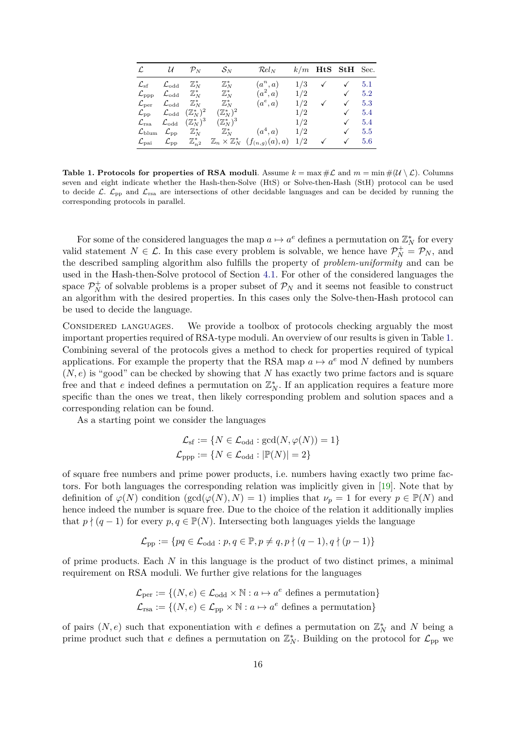| $\mathcal{L}$ | $\mathcal{U}$ | $\mathcal{P}_N$ | $\mathcal{S}_N$ | $\mathcal{R}el_N$ | $k/m$ | **HtS** | **StH** | Sec. |
|---|---|---|---|---|---|---|---|---|
| $\mathcal{L}_{\text{sf}}$ | $\mathcal{L}_{\text{odd}}$ | $\mathbb{Z}_N^*$ | $\mathbb{Z}_N^*$ | $(a^n, a)$ | $1/3$ | ✓ | ✓ | 5.1 |
| $\mathcal{L}_{\text{ppp}}$ | $\mathcal{L}_{\text{odd}}$ | $\mathbb{Z}_N^*$ | $\mathbb{Z}_N^*$ | $(a^2, a)$ | $1/2$ | | ✓ | 5.2 |
| $\mathcal{L}_{\text{per}}$ | $\mathcal{L}_{\text{odd}}$ | $\mathbb{Z}_N^*$ | $\mathbb{Z}_N^*$ | $(a^e, a)$ | $1/2$ | ✓ | ✓ | 5.3 |
| $\mathcal{L}_{\text{pp}}$ | $\mathcal{L}_{\text{odd}}$ | $(\mathbb{Z}_N^*)^2$ | $(\mathbb{Z}_N^*)^2$ | | $1/2$ | | ✓ | 5.4 |
| $\mathcal{L}_{\text{rsa}}$ | $\mathcal{L}_{\text{odd}}$ | $(\mathbb{Z}_N^*)^3$ | $(\mathbb{Z}_N^*)^3$ | | $1/2$ | | ✓ | 5.4 |
| $\mathcal{L}_{\text{blum}}$ | $\mathcal{L}_{\text{pp}}$ | $\mathbb{Z}_N^*$ | $\mathbb{Z}_N^*$ | $(a^4, a)$ | $1/2$ | | ✓ | 5.5 |
| $\mathcal{L}_{\text{pai}}$ | $\mathcal{L}_{\text{pp}}$ | $\mathbb{Z}_{n^2}^*$ | $\mathbb{Z}_n \times \mathbb{Z}_N^*$ | $(f_{(n,g)}(a), a)$ | $1/2$ | ✓ | ✓ | 5.6 |

**Table 1. Protocols for properties of RSA moduli**. Assume $k = \max \#\mathcal{L}$ and $m = \min \#(\mathcal{U} \setminus \mathcal{L})$. Columns seven and eight indicate whether the Hash-then-Solve (HtS) or Solve-then-Hash (StH) protocol can be used to decide $\mathcal{L}$. $\mathcal{L}_{\text{pp}}$ and $\mathcal{L}_{\text{rsa}}$ are intersections of other decidable languages and can be decided by running the corresponding protocols in parallel.

For some of the considered languages the map $a \mapsto a^e$ defines a permutation on $\mathbb{Z}_N^*$ for every valid statement $N \in \mathcal{L}$. In this case every problem is solvable, we hence have $\mathcal{P}_N^+ = \mathcal{P}_N$, and the described sampling algorithm also fulfills the property of *problem-uniformity* and can be used in the Hash-then-Solve protocol of Section 4.1. For other of the considered languages the space $\mathcal{P}_N^+$ of solvable problems is a proper subset of $\mathcal{P}_N$ and it seems not feasible to construct an algorithm with the desired properties. In this cases only the Solve-then-Hash protocol can be used to decide the language.

Considered languages. We provide a toolbox of protocols checking arguably the most important properties required of RSA-type moduli. An overview of our results is given in Table 1. Combining several of the protocols gives a method to check for properties required of typical applications. For example the property that the RSA map $a \mapsto a^e \bmod N$ defined by numbers $(N, e)$ is "good" can be checked by showing that $N$ has exactly two prime factors and is square free and that $e$ indeed defines a permutation on $\mathbb{Z}_N^*$. If an application requires a feature more specific than the ones we treat, then likely corresponding problem and solution spaces and a corresponding relation can be found.

As a starting point we consider the languages

$$\mathcal{L}_{\text{sf}} := \{N \in \mathcal{L}_{\text{odd}} : \gcd(N, \varphi(N)) = 1\}$$
$$\mathcal{L}_{\text{ppp}} := \{N \in \mathcal{L}_{\text{odd}} : |\mathbb{P}(N)| = 2\}$$

of square free numbers and prime power products, i.e. numbers having exactly two prime factors. For both languages the corresponding relation was implicitly given in [19]. Note that by definition of $\varphi(N)$ condition $(\gcd(\varphi(N), N) = 1)$ implies that $\nu_p = 1$ for every $p \in \mathbb{P}(N)$ and hence indeed the number is square free. Due to the choice of the relation it additionally implies that $p \nmid (q-1)$ for every $p, q \in \mathbb{P}(N)$. Intersecting both languages yields the language

$$\mathcal{L}_{\text{pp}} := \{pq \in \mathcal{L}_{\text{odd}} : p, q \in \mathbb{P}, p \neq q, p \nmid (q-1), q \nmid (p-1)\}$$

of prime products. Each $N$ in this language is the product of two distinct primes, a minimal requirement on RSA moduli. We further give relations for the languages

$$\mathcal{L}_{\text{per}} := \{(N, e) \in \mathcal{L}_{\text{odd}} \times \mathbb{N} : a \mapsto a^e \text{ defines a permutation}\}$$
$$\mathcal{L}_{\text{rsa}} := \{(N, e) \in \mathcal{L}_{\text{pp}} \times \mathbb{N} : a \mapsto a^e \text{ defines a permutation}\}$$

of pairs $(N, e)$ such that exponentiation with $e$ defines a permutation on $\mathbb{Z}_N^*$ and $N$ being a prime product such that $e$ defines a permutation on $\mathbb{Z}_N^*$. Building on the protocol for $\mathcal{L}_{\text{pp}}$ we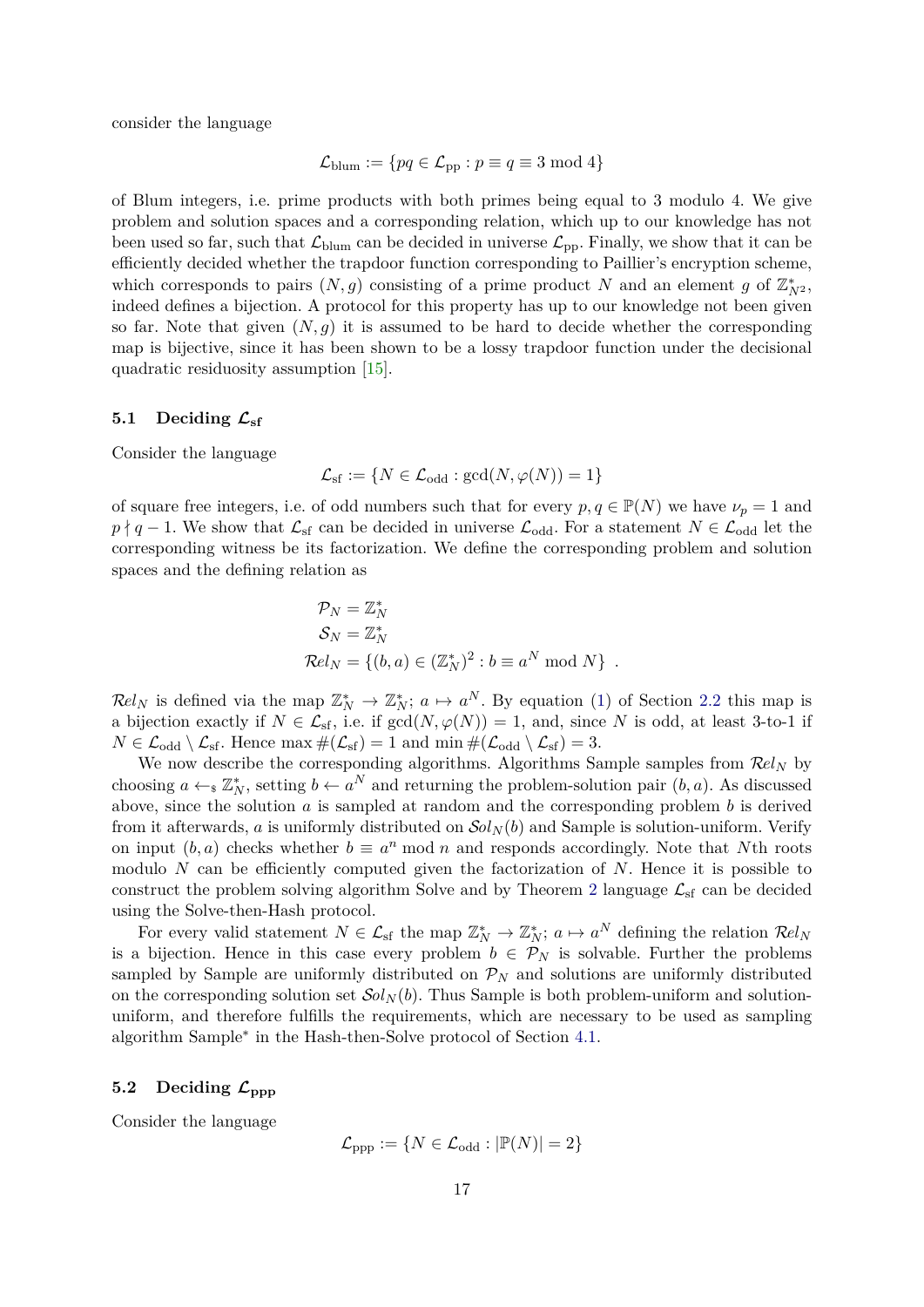consider the language

$$\mathcal{L}_{\text{blum}} := \{pq \in \mathcal{L}_{\text{pp}} : p \equiv q \equiv 3 \bmod 4\}$$

of Blum integers, i.e. prime products with both primes being equal to 3 modulo 4. We give problem and solution spaces and a corresponding relation, which up to our knowledge has not been used so far, such that $\mathcal{L}_{\text{blum}}$ can be decided in universe $\mathcal{L}_{\text{pp}}$. Finally, we show that it can be efficiently decided whether the trapdoor function corresponding to Paillier's encryption scheme, which corresponds to pairs $(N, g)$ consisting of a prime product $N$ and an element $g$ of $\mathbb{Z}^*_{N^2}$, indeed defines a bijection. A protocol for this property has up to our knowledge not been given so far. Note that given $(N, g)$ it is assumed to be hard to decide whether the corresponding map is bijective, since it has been shown to be a lossy trapdoor function under the decisional quadratic residuosity assumption [15].

### 5.1 Deciding $\mathcal{L}_{\text{sf}}$

Consider the language

$$\mathcal{L}_{\text{sf}} := \{N \in \mathcal{L}_{\text{odd}} : \gcd(N, \varphi(N)) = 1\}$$

of square free integers, i.e. of odd numbers such that for every $p, q \in \mathbb{P}(N)$ we have $\nu_p = 1$ and $p \nmid q - 1$. We show that $\mathcal{L}_{\text{sf}}$ can be decided in universe $\mathcal{L}_{\text{odd}}$. For a statement $N \in \mathcal{L}_{\text{odd}}$ let the corresponding witness be its factorization. We define the corresponding problem and solution spaces and the defining relation as

$$\begin{aligned}
\mathcal{P}_N &= \mathbb{Z}^*_N \\
\mathcal{S}_N &= \mathbb{Z}^*_N \\
\mathcal{R}el_N &= \{(b, a) \in (\mathbb{Z}^*_N)^2 : b \equiv a^N \bmod N\} \ .
\end{aligned}$$

$\mathcal{R}el_N$ is defined via the map $\mathbb{Z}^*_N \to \mathbb{Z}^*_N$; $a \mapsto a^N$. By equation (1) of Section 2.2 this map is a bijection exactly if $N \in \mathcal{L}_{\text{sf}}$, i.e. if $\gcd(N, \varphi(N)) = 1$, and, since $N$ is odd, at least 3-to-1 if $N \in \mathcal{L}_{\text{odd}} \setminus \mathcal{L}_{\text{sf}}$. Hence $\max \#(\mathcal{L}_{\text{sf}}) = 1$ and $\min \#(\mathcal{L}_{\text{odd}} \setminus \mathcal{L}_{\text{sf}}) = 3$.

We now describe the corresponding algorithms. Algorithms Sample samples from $\mathcal{R}el_N$ by choosing $a \leftarrow_\$ \mathbb{Z}^*_N$, setting $b \leftarrow a^N$ and returning the problem-solution pair $(b, a)$. As discussed above, since the solution $a$ is sampled at random and the corresponding problem $b$ is derived from it afterwards, $a$ is uniformly distributed on $\mathcal{S}ol_N(b)$ and Sample is solution-uniform. Verify on input $(b, a)$ checks whether $b \equiv a^n \bmod n$ and responds accordingly. Note that $N$th roots modulo $N$ can be efficiently computed given the factorization of $N$. Hence it is possible to construct the problem solving algorithm Solve and by Theorem 2 language $\mathcal{L}_{\text{sf}}$ can be decided using the Solve-then-Hash protocol.

For every valid statement $N \in \mathcal{L}_{\text{sf}}$ the map $\mathbb{Z}^*_N \to \mathbb{Z}^*_N$; $a \mapsto a^N$ defining the relation $\mathcal{R}el_N$ is a bijection. Hence in this case every problem $b \in \mathcal{P}_N$ is solvable. Further the problems sampled by Sample are uniformly distributed on $\mathcal{P}_N$ and solutions are uniformly distributed on the corresponding solution set $\mathcal{S}ol_N(b)$. Thus Sample is both problem-uniform and solution-uniform, and therefore fulfills the requirements, which are necessary to be used as sampling algorithm Sample$^*$ in the Hash-then-Solve protocol of Section 4.1.

### 5.2 Deciding $\mathcal{L}_{\text{ppp}}$

Consider the language

$$\mathcal{L}_{\text{ppp}} := \{N \in \mathcal{L}_{\text{odd}} : |\mathbb{P}(N)| = 2\}$$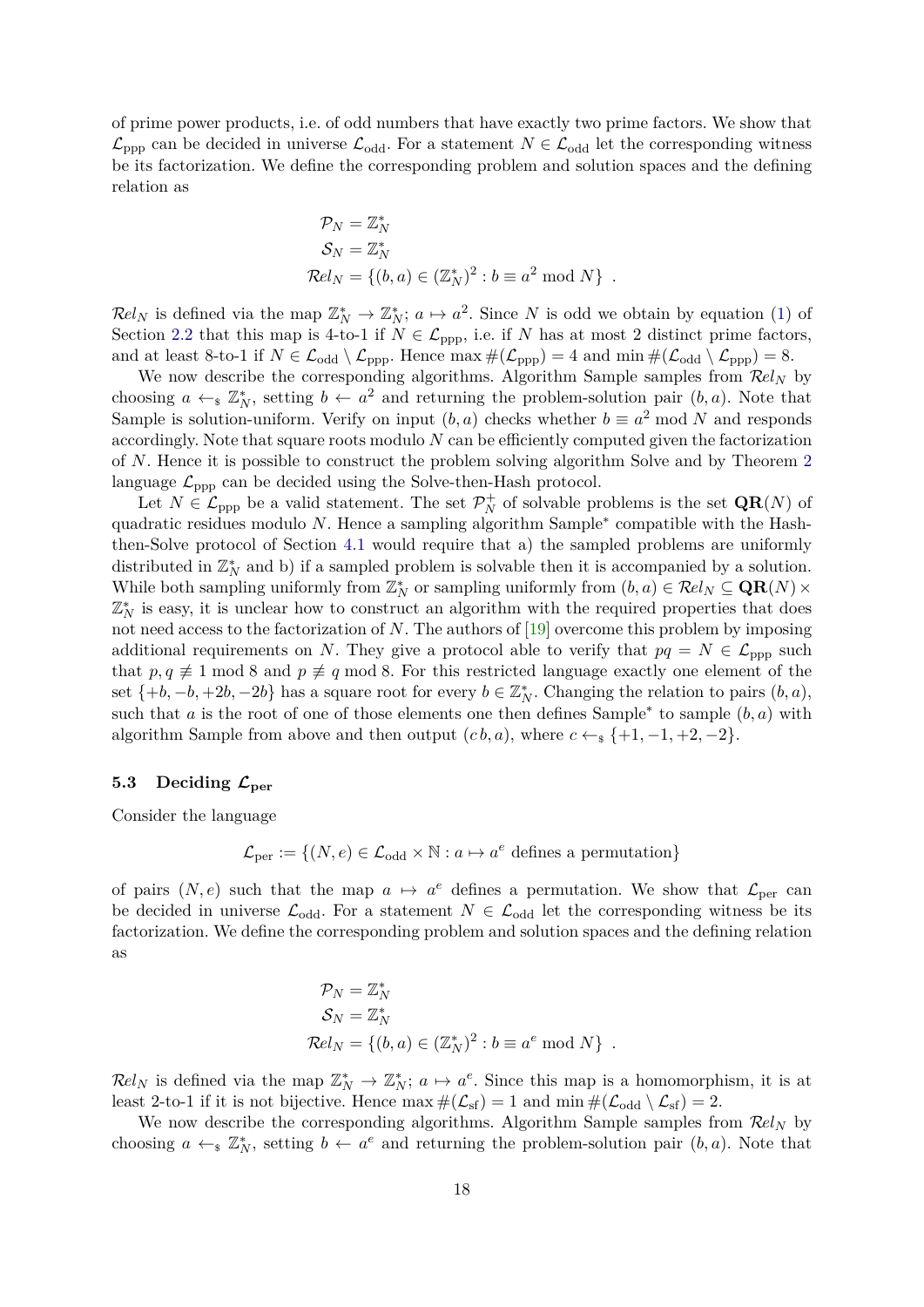of prime power products, i.e. of odd numbers that have exactly two prime factors. We show that $\mathcal{L}_{\text{ppp}}$ can be decided in universe $\mathcal{L}_{\text{odd}}$. For a statement $N \in \mathcal{L}_{\text{odd}}$ let the corresponding witness be its factorization. We define the corresponding problem and solution spaces and the defining relation as

$$\begin{aligned}
\mathcal{P}_N &= \mathbb{Z}_N^* \\
\mathcal{S}_N &= \mathbb{Z}_N^* \\
\mathcal{R}el_N &= \{(b,a) \in (\mathbb{Z}_N^*)^2 : b \equiv a^2 \bmod N\} \ .
\end{aligned}$$

$\mathcal{R}el_N$ is defined via the map $\mathbb{Z}_N^* \to \mathbb{Z}_N^*$; $a \mapsto a^2$. Since $N$ is odd we obtain by equation (1) of Section 2.2 that this map is 4-to-1 if $N \in \mathcal{L}_{\text{ppp}}$, i.e. if $N$ has at most 2 distinct prime factors, and at least 8-to-1 if $N \in \mathcal{L}_{\text{odd}} \setminus \mathcal{L}_{\text{ppp}}$. Hence $\max \#(\mathcal{L}_{\text{ppp}}) = 4$ and $\min \#(\mathcal{L}_{\text{odd}} \setminus \mathcal{L}_{\text{ppp}}) = 8$.

We now describe the corresponding algorithms. Algorithm Sample samples from $\mathcal{R}el_N$ by choosing $a \leftarrow_\$ \mathbb{Z}_N^*$, setting $b \leftarrow a^2$ and returning the problem-solution pair $(b,a)$. Note that Sample is solution-uniform. Verify on input $(b,a)$ checks whether $b \equiv a^2 \bmod N$ and responds accordingly. Note that square roots modulo $N$ can be efficiently computed given the factorization of $N$. Hence it is possible to construct the problem solving algorithm Solve and by Theorem 2 language $\mathcal{L}_{\text{ppp}}$ can be decided using the Solve-then-Hash protocol.

Let $N \in \mathcal{L}_{\text{ppp}}$ be a valid statement. The set $\mathcal{P}_N^+$ of solvable problems is the set $\mathbf{QR}(N)$ of quadratic residues modulo $N$. Hence a sampling algorithm Sample* compatible with the Hash-then-Solve protocol of Section 4.1 would require that a) the sampled problems are uniformly distributed in $\mathbb{Z}_N^*$ and b) if a sampled problem is solvable then it is accompanied by a solution. While both sampling uniformly from $\mathbb{Z}_N^*$ or sampling uniformly from $(b,a) \in \mathcal{R}el_N \subseteq \mathbf{QR}(N) \times \mathbb{Z}_N^*$ is easy, it is unclear how to construct an algorithm with the required properties that does not need access to the factorization of $N$. The authors of [19] overcome this problem by imposing additional requirements on $N$. They give a protocol able to verify that $pq = N \in \mathcal{L}_{\text{ppp}}$ such that $p, q \not\equiv 1 \bmod 8$ and $p \not\equiv q \bmod 8$. For this restricted language exactly one element of the set $\{+b, -b, +2b, -2b\}$ has a square root for every $b \in \mathbb{Z}_N^*$. Changing the relation to pairs $(b,a)$, such that $a$ is the root of one of those elements one then defines Sample* to sample $(b,a)$ with algorithm Sample from above and then output $(c\,b, a)$, where $c \leftarrow_\$ \{+1, -1, +2, -2\}$.

### 5.3 Deciding $\mathcal{L}_{\text{per}}$

Consider the language

$$\mathcal{L}_{\text{per}} := \{(N,e) \in \mathcal{L}_{\text{odd}} \times \mathbb{N} : a \mapsto a^e \text{ defines a permutation}\}$$

of pairs $(N,e)$ such that the map $a \mapsto a^e$ defines a permutation. We show that $\mathcal{L}_{\text{per}}$ can be decided in universe $\mathcal{L}_{\text{odd}}$. For a statement $N \in \mathcal{L}_{\text{odd}}$ let the corresponding witness be its factorization. We define the corresponding problem and solution spaces and the defining relation as

$$\begin{aligned}
\mathcal{P}_N &= \mathbb{Z}_N^* \\
\mathcal{S}_N &= \mathbb{Z}_N^* \\
\mathcal{R}el_N &= \{(b,a) \in (\mathbb{Z}_N^*)^2 : b \equiv a^e \bmod N\} \ .
\end{aligned}$$

$\mathcal{R}el_N$ is defined via the map $\mathbb{Z}_N^* \to \mathbb{Z}_N^*$; $a \mapsto a^e$. Since this map is a homomorphism, it is at least 2-to-1 if it is not bijective. Hence $\max \#(\mathcal{L}_{\text{sf}}) = 1$ and $\min \#(\mathcal{L}_{\text{odd}} \setminus \mathcal{L}_{\text{sf}}) = 2$.

We now describe the corresponding algorithms. Algorithm Sample samples from $\mathcal{R}el_N$ by choosing $a \leftarrow_\$ \mathbb{Z}_N^*$, setting $b \leftarrow a^e$ and returning the problem-solution pair $(b,a)$. Note that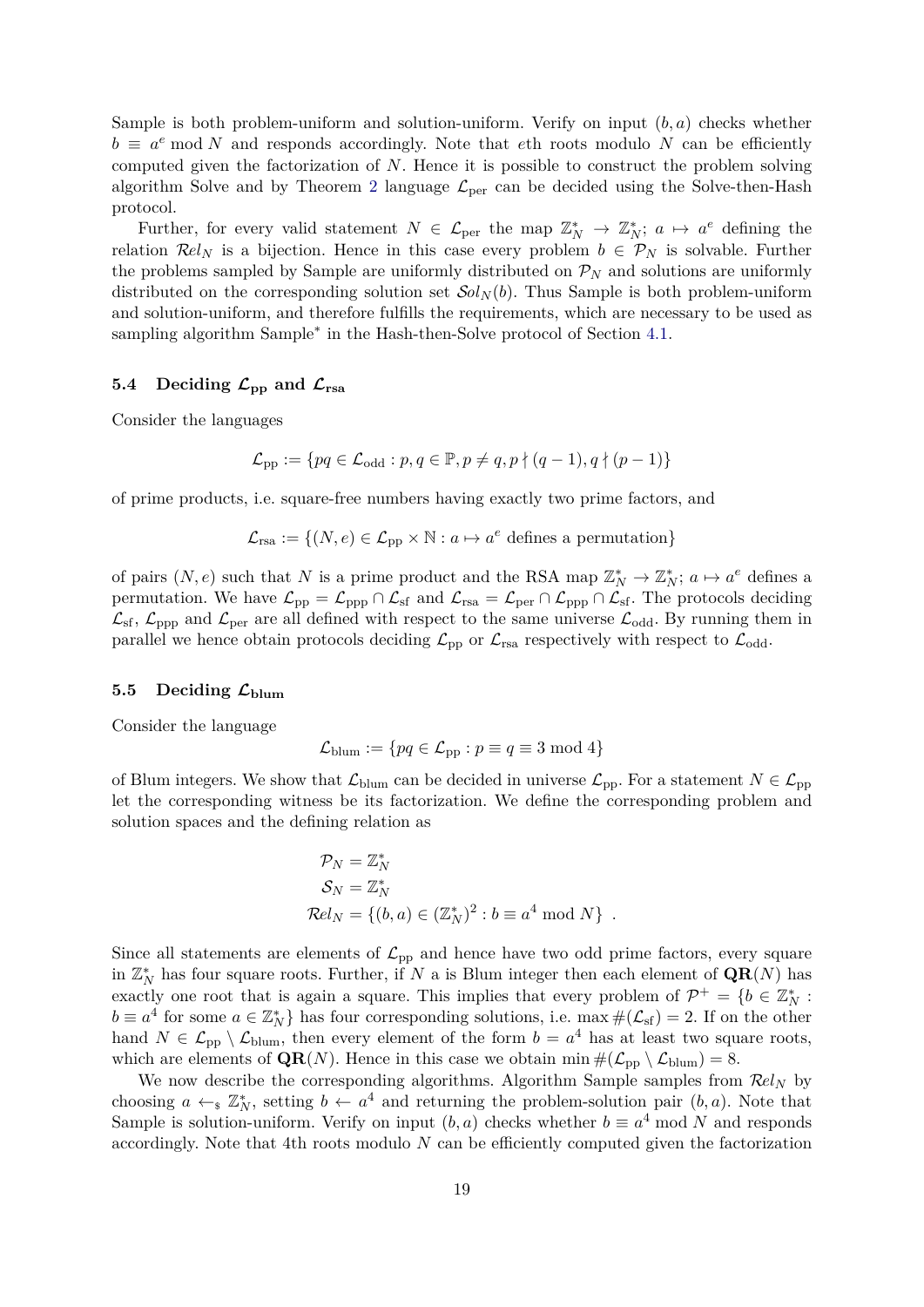Sample is both problem-uniform and solution-uniform. Verify on input $(b, a)$ checks whether $b \equiv a^e \bmod N$ and responds accordingly. Note that $e$th roots modulo $N$ can be efficiently computed given the factorization of $N$. Hence it is possible to construct the problem solving algorithm Solve and by Theorem 2 language $\mathcal{L}_{\mathrm{per}}$ can be decided using the Solve-then-Hash protocol.

Further, for every valid statement $N \in \mathcal{L}_{\mathrm{per}}$ the map $\mathbb{Z}_N^* \to \mathbb{Z}_N^*$; $a \mapsto a^e$ defining the relation $\mathcal{R}el_N$ is a bijection. Hence in this case every problem $b \in \mathcal{P}_N$ is solvable. Further the problems sampled by Sample are uniformly distributed on $\mathcal{P}_N$ and solutions are uniformly distributed on the corresponding solution set $\mathcal{S}ol_N(b)$. Thus Sample is both problem-uniform and solution-uniform, and therefore fulfills the requirements, which are necessary to be used as sampling algorithm Sample$^*$ in the Hash-then-Solve protocol of Section 4.1.

### 5.4 Deciding $\mathcal{L}_{\mathbf{pp}}$ and $\mathcal{L}_{\mathbf{rsa}}$

Consider the languages

$$\mathcal{L}_{\mathrm{pp}} := \{pq \in \mathcal{L}_{\mathrm{odd}} : p, q \in \mathbb{P}, p \neq q, p \nmid (q-1), q \nmid (p-1)\}$$

of prime products, i.e. square-free numbers having exactly two prime factors, and

$$\mathcal{L}_{\mathrm{rsa}} := \{(N, e) \in \mathcal{L}_{\mathrm{pp}} \times \mathbb{N} : a \mapsto a^e \text{ defines a permutation}\}$$

of pairs $(N, e)$ such that $N$ is a prime product and the RSA map $\mathbb{Z}_N^* \to \mathbb{Z}_N^*$; $a \mapsto a^e$ defines a permutation. We have $\mathcal{L}_{\mathrm{pp}} = \mathcal{L}_{\mathrm{ppp}} \cap \mathcal{L}_{\mathrm{sf}}$ and $\mathcal{L}_{\mathrm{rsa}} = \mathcal{L}_{\mathrm{per}} \cap \mathcal{L}_{\mathrm{ppp}} \cap \mathcal{L}_{\mathrm{sf}}$. The protocols deciding $\mathcal{L}_{\mathrm{sf}}$, $\mathcal{L}_{\mathrm{ppp}}$ and $\mathcal{L}_{\mathrm{per}}$ are all defined with respect to the same universe $\mathcal{L}_{\mathrm{odd}}$. By running them in parallel we hence obtain protocols deciding $\mathcal{L}_{\mathrm{pp}}$ or $\mathcal{L}_{\mathrm{rsa}}$ respectively with respect to $\mathcal{L}_{\mathrm{odd}}$.

### 5.5 Deciding $\mathcal{L}_{\mathbf{blum}}$

Consider the language

$$\mathcal{L}_{\mathrm{blum}} := \{pq \in \mathcal{L}_{\mathrm{pp}} : p \equiv q \equiv 3 \bmod 4\}$$

of Blum integers. We show that $\mathcal{L}_{\mathrm{blum}}$ can be decided in universe $\mathcal{L}_{\mathrm{pp}}$. For a statement $N \in \mathcal{L}_{\mathrm{pp}}$ let the corresponding witness be its factorization. We define the corresponding problem and solution spaces and the defining relation as

$$\begin{aligned}
\mathcal{P}_N &= \mathbb{Z}_N^* \\
\mathcal{S}_N &= \mathbb{Z}_N^* \\
\mathcal{R}el_N &= \{(b, a) \in (\mathbb{Z}_N^*)^2 : b \equiv a^4 \bmod N\} \ .
\end{aligned}$$

Since all statements are elements of $\mathcal{L}_{\mathrm{pp}}$ and hence have two odd prime factors, every square in $\mathbb{Z}_N^*$ has four square roots. Further, if $N$ a is Blum integer then each element of $\mathbf{QR}(N)$ has exactly one root that is again a square. This implies that every problem of $\mathcal{P}^+ = \{b \in \mathbb{Z}_N^* : b \equiv a^4 \text{ for some } a \in \mathbb{Z}_N^*\}$ has four corresponding solutions, i.e. $\max \#(\mathcal{L}_{\mathrm{sf}}) = 2$. If on the other hand $N \in \mathcal{L}_{\mathrm{pp}} \setminus \mathcal{L}_{\mathrm{blum}}$, then every element of the form $b = a^4$ has at least two square roots, which are elements of $\mathbf{QR}(N)$. Hence in this case we obtain $\min \#(\mathcal{L}_{\mathrm{pp}} \setminus \mathcal{L}_{\mathrm{blum}}) = 8$.

We now describe the corresponding algorithms. Algorithm Sample samples from $\mathcal{R}el_N$ by choosing $a \leftarrow_{\$} \mathbb{Z}_N^*$, setting $b \leftarrow a^4$ and returning the problem-solution pair $(b, a)$. Note that Sample is solution-uniform. Verify on input $(b, a)$ checks whether $b \equiv a^4 \bmod N$ and responds accordingly. Note that 4th roots modulo $N$ can be efficiently computed given the factorization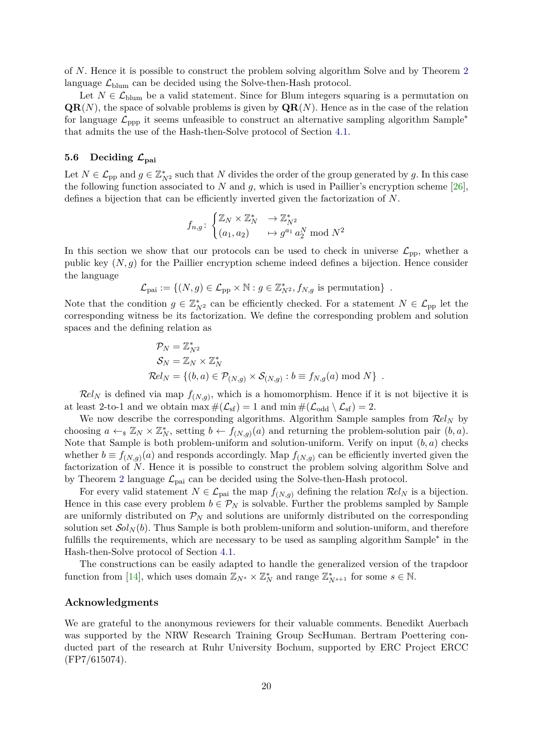of $N$. Hence it is possible to construct the problem solving algorithm Solve and by Theorem 2 language $\mathcal{L}_{\text{blum}}$ can be decided using the Solve-then-Hash protocol.

Let $N \in \mathcal{L}_{\text{blum}}$ be a valid statement. Since for Blum integers squaring is a permutation on $\mathbf{QR}(N)$, the space of solvable problems is given by $\mathbf{QR}(N)$. Hence as in the case of the relation for language $\mathcal{L}_{\text{ppp}}$ it seems unfeasible to construct an alternative sampling algorithm Sample* that admits the use of the Hash-then-Solve protocol of Section 4.1.

### 5.6 Deciding $\mathcal{L}_{\text{pai}}$

Let $N \in \mathcal{L}_{\text{pp}}$ and $g \in \mathbb{Z}^*_{N^2}$ such that $N$ divides the order of the group generated by $g$. In this case the following function associated to $N$ and $g$, which is used in Paillier's encryption scheme [26], defines a bijection that can be efficiently inverted given the factorization of $N$.

$$f_{n,g}\colon \begin{cases} \mathbb{Z}_N \times \mathbb{Z}^*_N & \to \mathbb{Z}^*_{N^2} \\ (a_1, a_2) & \mapsto g^{a_1}\, a_2^N \bmod N^2 \end{cases}$$

In this section we show that our protocols can be used to check in universe $\mathcal{L}_{\text{pp}}$, whether a public key $(N, g)$ for the Paillier encryption scheme indeed defines a bijection. Hence consider the language

$$\mathcal{L}_{\text{pai}} := \{(N, g) \in \mathcal{L}_{\text{pp}} \times \mathbb{N} : g \in \mathbb{Z}^*_{N^2}, f_{N,g} \text{ is permutation}\} \ .$$

Note that the condition $g \in \mathbb{Z}^*_{N^2}$ can be efficiently checked. For a statement $N \in \mathcal{L}_{\text{pp}}$ let the corresponding witness be its factorization. We define the corresponding problem and solution spaces and the defining relation as

$$\begin{aligned} \mathcal{P}_N &= \mathbb{Z}^*_{N^2} \\ \mathcal{S}_N &= \mathbb{Z}_N \times \mathbb{Z}^*_N \\ \mathcal{R}el_N &= \{(b, a) \in \mathcal{P}_{(N,g)} \times \mathcal{S}_{(N,g)} : b \equiv f_{N,g}(a) \bmod N\} \ . \end{aligned}$$

$\mathcal{R}el_N$ is defined via map $f_{(N,g)}$, which is a homomorphism. Hence if it is not bijective it is at least 2-to-1 and we obtain $\max \#(\mathcal{L}_{\text{sf}}) = 1$ and $\min \#(\mathcal{L}_{\text{odd}} \setminus \mathcal{L}_{\text{sf}}) = 2$.

We now describe the corresponding algorithms. Algorithm Sample samples from $\mathcal{R}el_N$ by choosing $a \leftarrow_{\$} \mathbb{Z}_N \times \mathbb{Z}^*_N$, setting $b \leftarrow f_{(N,g)}(a)$ and returning the problem-solution pair $(b, a)$. Note that Sample is both problem-uniform and solution-uniform. Verify on input $(b, a)$ checks whether $b \equiv f_{(N,g)}(a)$ and responds accordingly. Map $f_{(N,g)}$ can be efficiently inverted given the factorization of $N$. Hence it is possible to construct the problem solving algorithm Solve and by Theorem 2 language $\mathcal{L}_{\text{pai}}$ can be decided using the Solve-then-Hash protocol.

For every valid statement $N \in \mathcal{L}_{\text{pai}}$ the map $f_{(N,g)}$ defining the relation $\mathcal{R}el_N$ is a bijection. Hence in this case every problem $b \in \mathcal{P}_N$ is solvable. Further the problems sampled by Sample are uniformly distributed on $\mathcal{P}_N$ and solutions are uniformly distributed on the corresponding solution set $\mathcal{S}ol_N(b)$. Thus Sample is both problem-uniform and solution-uniform, and therefore fulfills the requirements, which are necessary to be used as sampling algorithm Sample* in the Hash-then-Solve protocol of Section 4.1.

The constructions can be easily adapted to handle the generalized version of the trapdoor function from [14], which uses domain $\mathbb{Z}_{N^s} \times \mathbb{Z}^*_N$ and range $\mathbb{Z}^*_{N^{s+1}}$ for some $s \in \mathbb{N}$.

## Acknowledgments

We are grateful to the anonymous reviewers for their valuable comments. Benedikt Auerbach was supported by the NRW Research Training Group SecHuman. Bertram Poettering conducted part of the research at Ruhr University Bochum, supported by ERC Project ERCC (FP7/615074).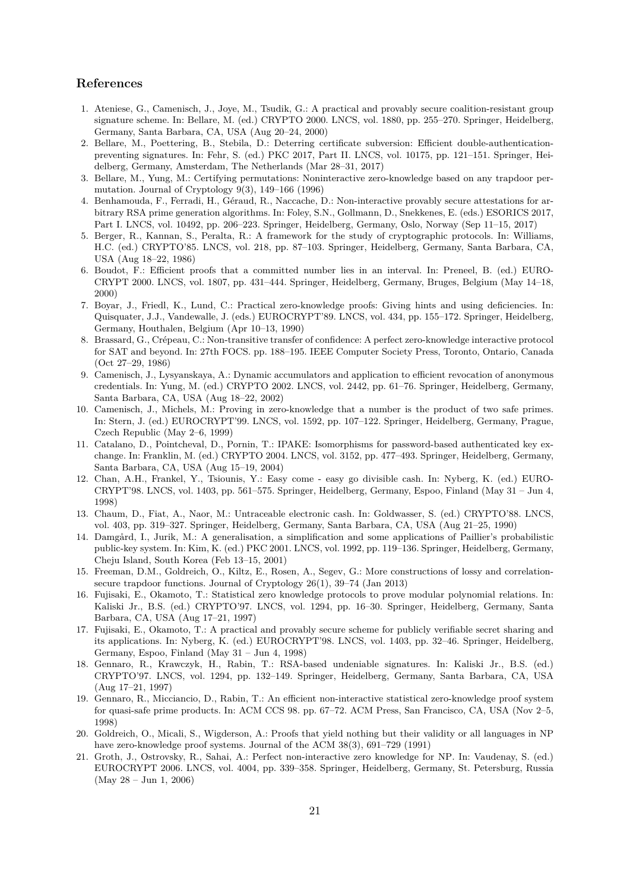## References

1. Ateniese, G., Camenisch, J., Joye, M., Tsudik, G.: A practical and provably secure coalition-resistant group signature scheme. In: Bellare, M. (ed.) CRYPTO 2000. LNCS, vol. 1880, pp. 255–270. Springer, Heidelberg, Germany, Santa Barbara, CA, USA (Aug 20–24, 2000)
2. Bellare, M., Poettering, B., Stebila, D.: Deterring certificate subversion: Efficient double-authentication-preventing signatures. In: Fehr, S. (ed.) PKC 2017, Part II. LNCS, vol. 10175, pp. 121–151. Springer, Heidelberg, Germany, Amsterdam, The Netherlands (Mar 28–31, 2017)
3. Bellare, M., Yung, M.: Certifying permutations: Noninteractive zero-knowledge based on any trapdoor permutation. Journal of Cryptology 9(3), 149–166 (1996)
4. Benhamouda, F., Ferradi, H., Géraud, R., Naccache, D.: Non-interactive provably secure attestations for arbitrary RSA prime generation algorithms. In: Foley, S.N., Gollmann, D., Snekkenes, E. (eds.) ESORICS 2017, Part I. LNCS, vol. 10492, pp. 206–223. Springer, Heidelberg, Germany, Oslo, Norway (Sep 11–15, 2017)
5. Berger, R., Kannan, S., Peralta, R.: A framework for the study of cryptographic protocols. In: Williams, H.C. (ed.) CRYPTO'85. LNCS, vol. 218, pp. 87–103. Springer, Heidelberg, Germany, Santa Barbara, CA, USA (Aug 18–22, 1986)
6. Boudot, F.: Efficient proofs that a committed number lies in an interval. In: Preneel, B. (ed.) EUROCRYPT 2000. LNCS, vol. 1807, pp. 431–444. Springer, Heidelberg, Germany, Bruges, Belgium (May 14–18, 2000)
7. Boyar, J., Friedl, K., Lund, C.: Practical zero-knowledge proofs: Giving hints and using deficiencies. In: Quisquater, J.J., Vandewalle, J. (eds.) EUROCRYPT'89. LNCS, vol. 434, pp. 155–172. Springer, Heidelberg, Germany, Houthalen, Belgium (Apr 10–13, 1990)
8. Brassard, G., Crépeau, C.: Non-transitive transfer of confidence: A perfect zero-knowledge interactive protocol for SAT and beyond. In: 27th FOCS. pp. 188–195. IEEE Computer Society Press, Toronto, Ontario, Canada (Oct 27–29, 1986)
9. Camenisch, J., Lysyanskaya, A.: Dynamic accumulators and application to efficient revocation of anonymous credentials. In: Yung, M. (ed.) CRYPTO 2002. LNCS, vol. 2442, pp. 61–76. Springer, Heidelberg, Germany, Santa Barbara, CA, USA (Aug 18–22, 2002)
10. Camenisch, J., Michels, M.: Proving in zero-knowledge that a number is the product of two safe primes. In: Stern, J. (ed.) EUROCRYPT'99. LNCS, vol. 1592, pp. 107–122. Springer, Heidelberg, Germany, Prague, Czech Republic (May 2–6, 1999)
11. Catalano, D., Pointcheval, D., Pornin, T.: IPAKE: Isomorphisms for password-based authenticated key exchange. In: Franklin, M. (ed.) CRYPTO 2004. LNCS, vol. 3152, pp. 477–493. Springer, Heidelberg, Germany, Santa Barbara, CA, USA (Aug 15–19, 2004)
12. Chan, A.H., Frankel, Y., Tsiounis, Y.: Easy come - easy go divisible cash. In: Nyberg, K. (ed.) EUROCRYPT'98. LNCS, vol. 1403, pp. 561–575. Springer, Heidelberg, Germany, Espoo, Finland (May 31 – Jun 4, 1998)
13. Chaum, D., Fiat, A., Naor, M.: Untraceable electronic cash. In: Goldwasser, S. (ed.) CRYPTO'88. LNCS, vol. 403, pp. 319–327. Springer, Heidelberg, Germany, Santa Barbara, CA, USA (Aug 21–25, 1990)
14. Damgård, I., Jurik, M.: A generalisation, a simplification and some applications of Paillier's probabilistic public-key system. In: Kim, K. (ed.) PKC 2001. LNCS, vol. 1992, pp. 119–136. Springer, Heidelberg, Germany, Cheju Island, South Korea (Feb 13–15, 2001)
15. Freeman, D.M., Goldreich, O., Kiltz, E., Rosen, A., Segev, G.: More constructions of lossy and correlation-secure trapdoor functions. Journal of Cryptology 26(1), 39–74 (Jan 2013)
16. Fujisaki, E., Okamoto, T.: Statistical zero knowledge protocols to prove modular polynomial relations. In: Kaliski Jr., B.S. (ed.) CRYPTO'97. LNCS, vol. 1294, pp. 16–30. Springer, Heidelberg, Germany, Santa Barbara, CA, USA (Aug 17–21, 1997)
17. Fujisaki, E., Okamoto, T.: A practical and provably secure scheme for publicly verifiable secret sharing and its applications. In: Nyberg, K. (ed.) EUROCRYPT'98. LNCS, vol. 1403, pp. 32–46. Springer, Heidelberg, Germany, Espoo, Finland (May 31 – Jun 4, 1998)
18. Gennaro, R., Krawczyk, H., Rabin, T.: RSA-based undeniable signatures. In: Kaliski Jr., B.S. (ed.) CRYPTO'97. LNCS, vol. 1294, pp. 132–149. Springer, Heidelberg, Germany, Santa Barbara, CA, USA (Aug 17–21, 1997)
19. Gennaro, R., Micciancio, D., Rabin, T.: An efficient non-interactive statistical zero-knowledge proof system for quasi-safe prime products. In: ACM CCS 98. pp. 67–72. ACM Press, San Francisco, CA, USA (Nov 2–5, 1998)
20. Goldreich, O., Micali, S., Wigderson, A.: Proofs that yield nothing but their validity or all languages in NP have zero-knowledge proof systems. Journal of the ACM 38(3), 691–729 (1991)
21. Groth, J., Ostrovsky, R., Sahai, A.: Perfect non-interactive zero knowledge for NP. In: Vaudenay, S. (ed.) EUROCRYPT 2006. LNCS, vol. 4004, pp. 339–358. Springer, Heidelberg, Germany, St. Petersburg, Russia (May 28 – Jun 1, 2006)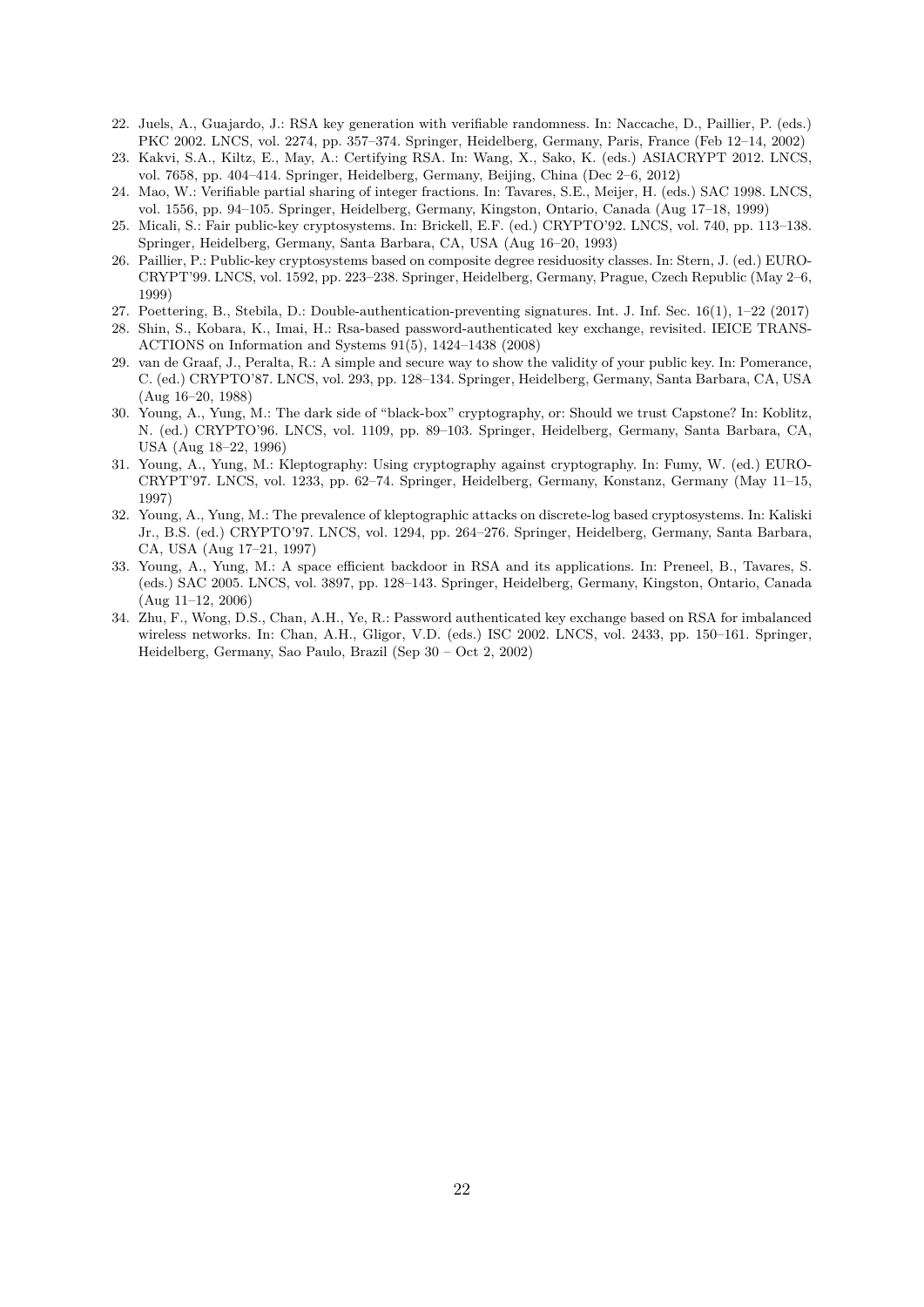22. Juels, A., Guajardo, J.: RSA key generation with verifiable randomness. In: Naccache, D., Paillier, P. (eds.) PKC 2002. LNCS, vol. 2274, pp. 357–374. Springer, Heidelberg, Germany, Paris, France (Feb 12–14, 2002)
23. Kakvi, S.A., Kiltz, E., May, A.: Certifying RSA. In: Wang, X., Sako, K. (eds.) ASIACRYPT 2012. LNCS, vol. 7658, pp. 404–414. Springer, Heidelberg, Germany, Beijing, China (Dec 2–6, 2012)
24. Mao, W.: Verifiable partial sharing of integer fractions. In: Tavares, S.E., Meijer, H. (eds.) SAC 1998. LNCS, vol. 1556, pp. 94–105. Springer, Heidelberg, Germany, Kingston, Ontario, Canada (Aug 17–18, 1999)
25. Micali, S.: Fair public-key cryptosystems. In: Brickell, E.F. (ed.) CRYPTO'92. LNCS, vol. 740, pp. 113–138. Springer, Heidelberg, Germany, Santa Barbara, CA, USA (Aug 16–20, 1993)
26. Paillier, P.: Public-key cryptosystems based on composite degree residuosity classes. In: Stern, J. (ed.) EUROCRYPT'99. LNCS, vol. 1592, pp. 223–238. Springer, Heidelberg, Germany, Prague, Czech Republic (May 2–6, 1999)
27. Poettering, B., Stebila, D.: Double-authentication-preventing signatures. Int. J. Inf. Sec. 16(1), 1–22 (2017)
28. Shin, S., Kobara, K., Imai, H.: Rsa-based password-authenticated key exchange, revisited. IEICE TRANSACTIONS on Information and Systems 91(5), 1424–1438 (2008)
29. van de Graaf, J., Peralta, R.: A simple and secure way to show the validity of your public key. In: Pomerance, C. (ed.) CRYPTO'87. LNCS, vol. 293, pp. 128–134. Springer, Heidelberg, Germany, Santa Barbara, CA, USA (Aug 16–20, 1988)
30. Young, A., Yung, M.: The dark side of "black-box" cryptography, or: Should we trust Capstone? In: Koblitz, N. (ed.) CRYPTO'96. LNCS, vol. 1109, pp. 89–103. Springer, Heidelberg, Germany, Santa Barbara, CA, USA (Aug 18–22, 1996)
31. Young, A., Yung, M.: Kleptography: Using cryptography against cryptography. In: Fumy, W. (ed.) EUROCRYPT'97. LNCS, vol. 1233, pp. 62–74. Springer, Heidelberg, Germany, Konstanz, Germany (May 11–15, 1997)
32. Young, A., Yung, M.: The prevalence of kleptographic attacks on discrete-log based cryptosystems. In: Kaliski Jr., B.S. (ed.) CRYPTO'97. LNCS, vol. 1294, pp. 264–276. Springer, Heidelberg, Germany, Santa Barbara, CA, USA (Aug 17–21, 1997)
33. Young, A., Yung, M.: A space efficient backdoor in RSA and its applications. In: Preneel, B., Tavares, S. (eds.) SAC 2005. LNCS, vol. 3897, pp. 128–143. Springer, Heidelberg, Germany, Kingston, Ontario, Canada (Aug 11–12, 2006)
34. Zhu, F., Wong, D.S., Chan, A.H., Ye, R.: Password authenticated key exchange based on RSA for imbalanced wireless networks. In: Chan, A.H., Gligor, V.D. (eds.) ISC 2002. LNCS, vol. 2433, pp. 150–161. Springer, Heidelberg, Germany, Sao Paulo, Brazil (Sep 30 – Oct 2, 2002)